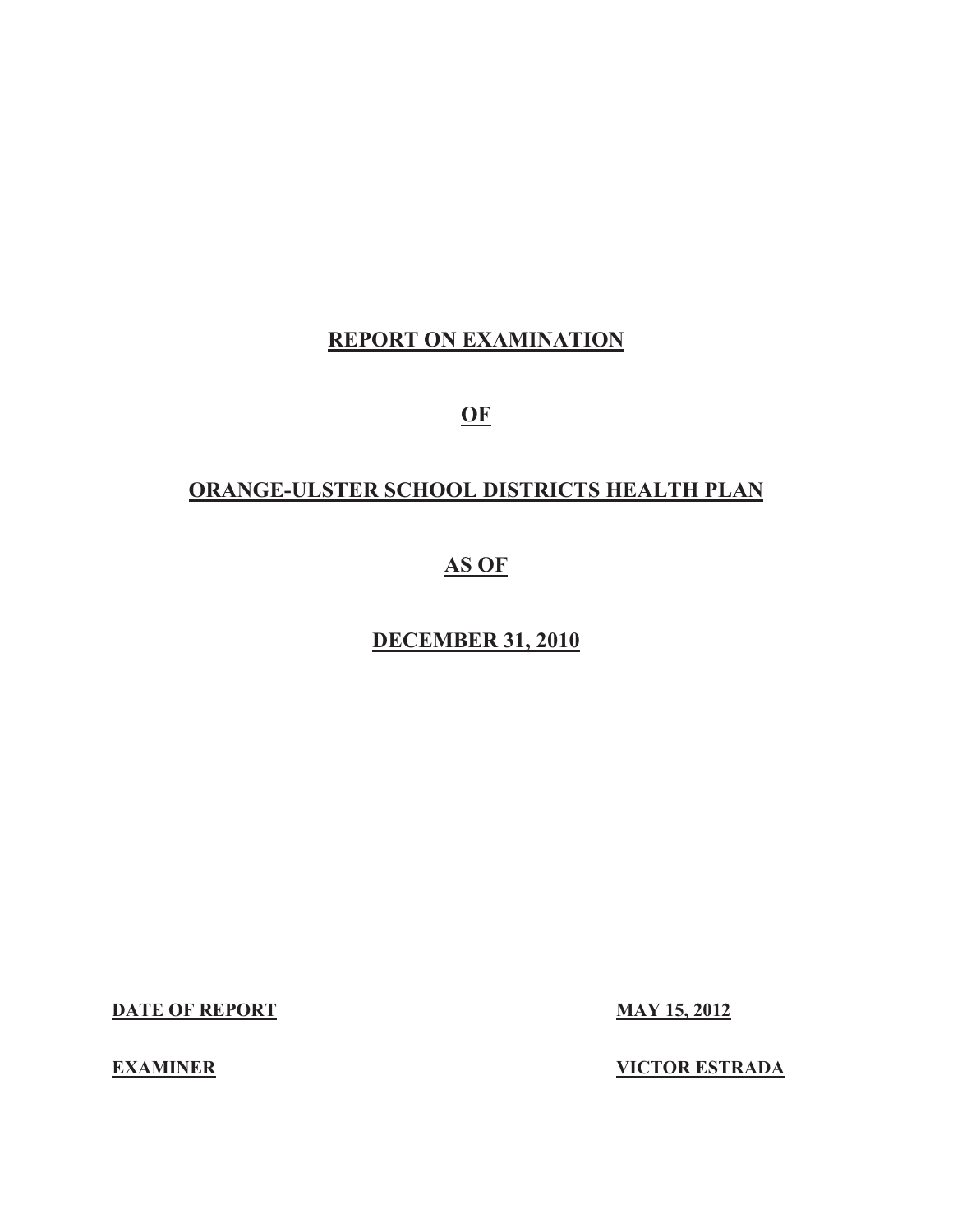# REPORT ON EXAMINATION

# OF

# ORANGE-ULSTER SCHOOL DISTRICTS HEALTH PLAN

# AS OF

# DECEMBER 31, 2010

**DATE OF REPORT** **MAY 15, 2012**

**EXAMINER** **VICTOR ESTRADA**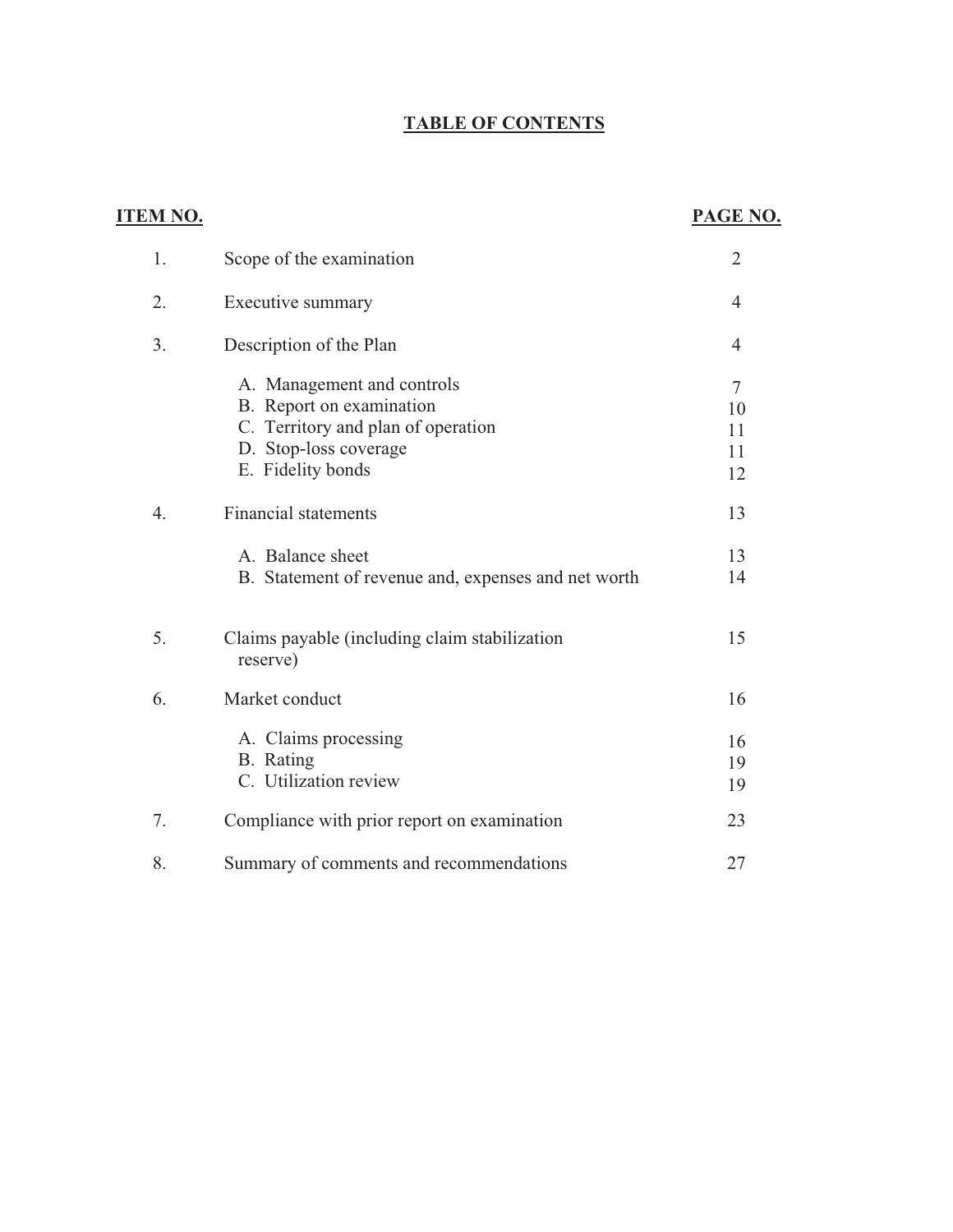# TABLE OF CONTENTS

| ITEM NO. | | PAGE NO. |
|---|---|---|
| 1. | Scope of the examination | 2 |
| 2. | Executive summary | 4 |
| 3. | Description of the Plan | 4 |
| | A. Management and controls | 7 |
| | B. Report on examination | 10 |
| | C. Territory and plan of operation | 11 |
| | D. Stop-loss coverage | 11 |
| | E. Fidelity bonds | 12 |
| 4. | Financial statements | 13 |
| | A. Balance sheet | 13 |
| | B. Statement of revenue and, expenses and net worth | 14 |
| 5. | Claims payable (including claim stabilization reserve) | 15 |
| 6. | Market conduct | 16 |
| | A. Claims processing | 16 |
| | B. Rating | 19 |
| | C. Utilization review | 19 |
| 7. | Compliance with prior report on examination | 23 |
| 8. | Summary of comments and recommendations | 27 |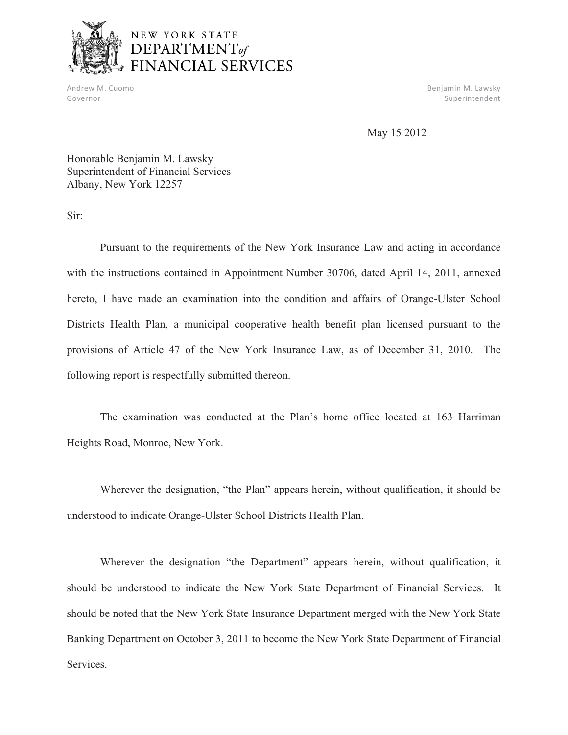NEW YORK STATE
DEPARTMENT of
FINANCIAL SERVICES

Andrew M. Cuomo
Governor

Benjamin M. Lawsky
Superintendent

May 15 2012

Honorable Benjamin M. Lawsky
Superintendent of Financial Services
Albany, New York 12257

Sir:

Pursuant to the requirements of the New York Insurance Law and acting in accordance with the instructions contained in Appointment Number 30706, dated April 14, 2011, annexed hereto, I have made an examination into the condition and affairs of Orange-Ulster School Districts Health Plan, a municipal cooperative health benefit plan licensed pursuant to the provisions of Article 47 of the New York Insurance Law, as of December 31, 2010. The following report is respectfully submitted thereon.

The examination was conducted at the Plan's home office located at 163 Harriman Heights Road, Monroe, New York.

Wherever the designation, "the Plan" appears herein, without qualification, it should be understood to indicate Orange-Ulster School Districts Health Plan.

Wherever the designation "the Department" appears herein, without qualification, it should be understood to indicate the New York State Department of Financial Services. It should be noted that the New York State Insurance Department merged with the New York State Banking Department on October 3, 2011 to become the New York State Department of Financial Services.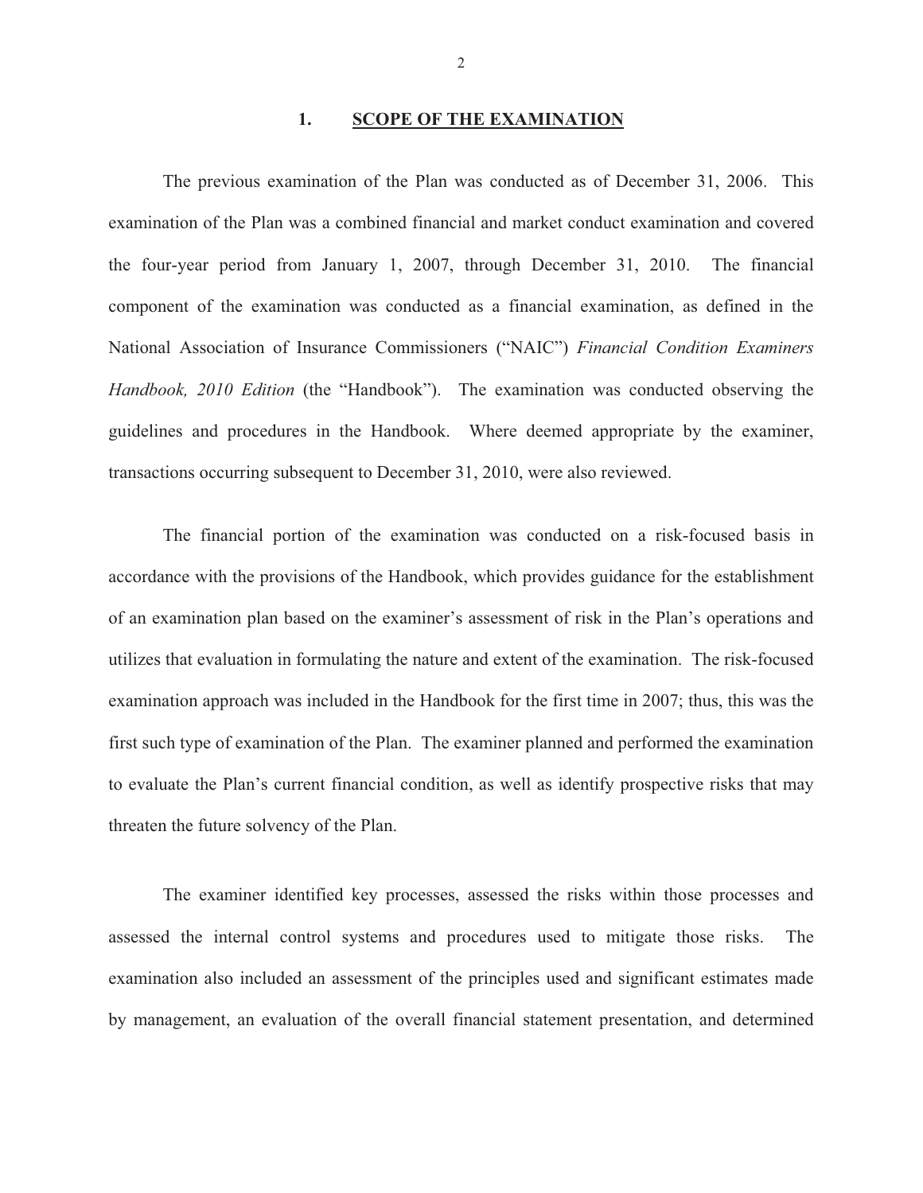## 1. SCOPE OF THE EXAMINATION

The previous examination of the Plan was conducted as of December 31, 2006. This examination of the Plan was a combined financial and market conduct examination and covered the four-year period from January 1, 2007, through December 31, 2010. The financial component of the examination was conducted as a financial examination, as defined in the National Association of Insurance Commissioners ("NAIC") *Financial Condition Examiners Handbook, 2010 Edition* (the "Handbook"). The examination was conducted observing the guidelines and procedures in the Handbook. Where deemed appropriate by the examiner, transactions occurring subsequent to December 31, 2010, were also reviewed.

The financial portion of the examination was conducted on a risk-focused basis in accordance with the provisions of the Handbook, which provides guidance for the establishment of an examination plan based on the examiner's assessment of risk in the Plan's operations and utilizes that evaluation in formulating the nature and extent of the examination. The risk-focused examination approach was included in the Handbook for the first time in 2007; thus, this was the first such type of examination of the Plan. The examiner planned and performed the examination to evaluate the Plan's current financial condition, as well as identify prospective risks that may threaten the future solvency of the Plan.

The examiner identified key processes, assessed the risks within those processes and assessed the internal control systems and procedures used to mitigate those risks. The examination also included an assessment of the principles used and significant estimates made by management, an evaluation of the overall financial statement presentation, and determined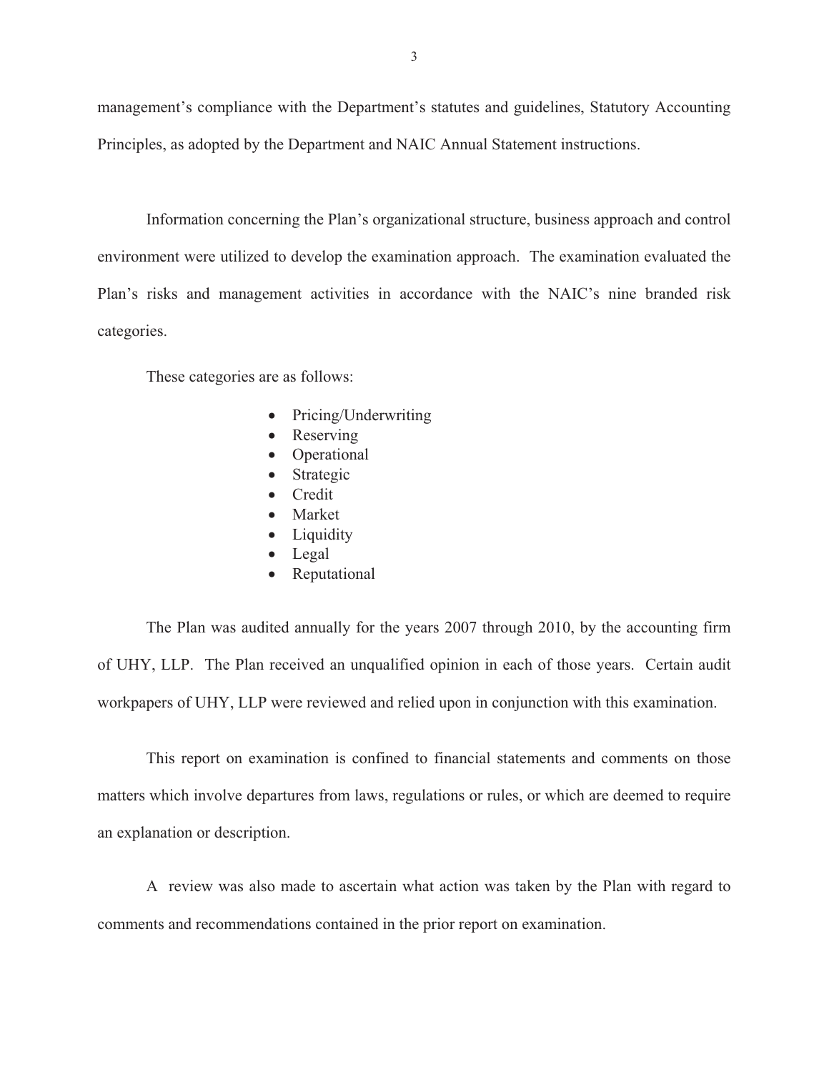management's compliance with the Department's statutes and guidelines, Statutory Accounting Principles, as adopted by the Department and NAIC Annual Statement instructions.

Information concerning the Plan's organizational structure, business approach and control environment were utilized to develop the examination approach. The examination evaluated the Plan's risks and management activities in accordance with the NAIC's nine branded risk categories.

These categories are as follows:

- Pricing/Underwriting
- Reserving
- Operational
- Strategic
- Credit
- Market
- Liquidity
- Legal
- Reputational

The Plan was audited annually for the years 2007 through 2010, by the accounting firm of UHY, LLP. The Plan received an unqualified opinion in each of those years. Certain audit workpapers of UHY, LLP were reviewed and relied upon in conjunction with this examination.

This report on examination is confined to financial statements and comments on those matters which involve departures from laws, regulations or rules, or which are deemed to require an explanation or description.

A review was also made to ascertain what action was taken by the Plan with regard to comments and recommendations contained in the prior report on examination.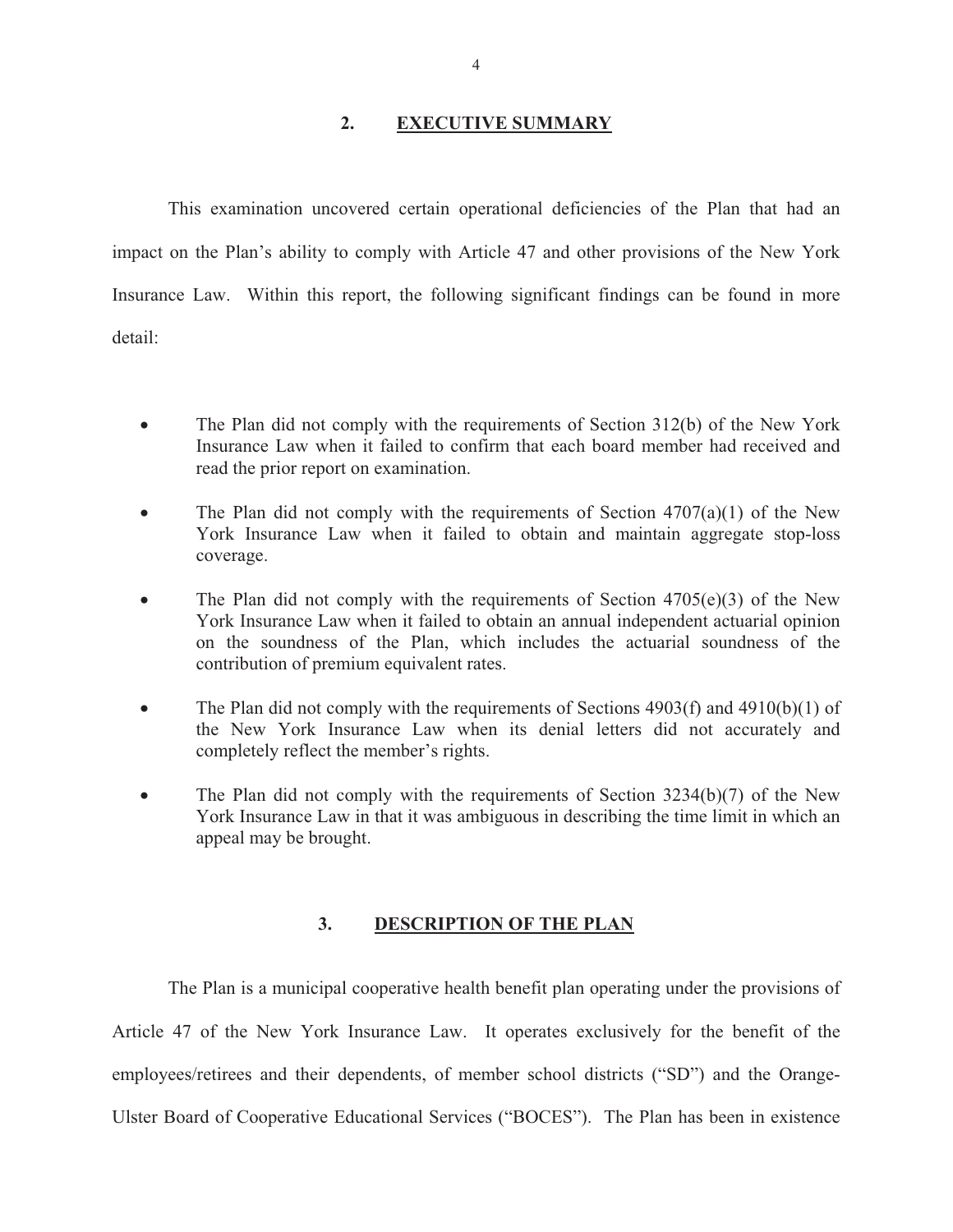## 2. EXECUTIVE SUMMARY

This examination uncovered certain operational deficiencies of the Plan that had an impact on the Plan's ability to comply with Article 47 and other provisions of the New York Insurance Law. Within this report, the following significant findings can be found in more detail:

- The Plan did not comply with the requirements of Section 312(b) of the New York Insurance Law when it failed to confirm that each board member had received and read the prior report on examination.
- The Plan did not comply with the requirements of Section 4707(a)(1) of the New York Insurance Law when it failed to obtain and maintain aggregate stop-loss coverage.
- The Plan did not comply with the requirements of Section 4705(e)(3) of the New York Insurance Law when it failed to obtain an annual independent actuarial opinion on the soundness of the Plan, which includes the actuarial soundness of the contribution of premium equivalent rates.
- The Plan did not comply with the requirements of Sections 4903(f) and 4910(b)(1) of the New York Insurance Law when its denial letters did not accurately and completely reflect the member's rights.
- The Plan did not comply with the requirements of Section 3234(b)(7) of the New York Insurance Law in that it was ambiguous in describing the time limit in which an appeal may be brought.

## 3. DESCRIPTION OF THE PLAN

The Plan is a municipal cooperative health benefit plan operating under the provisions of Article 47 of the New York Insurance Law. It operates exclusively for the benefit of the employees/retirees and their dependents, of member school districts ("SD") and the Orange-Ulster Board of Cooperative Educational Services ("BOCES"). The Plan has been in existence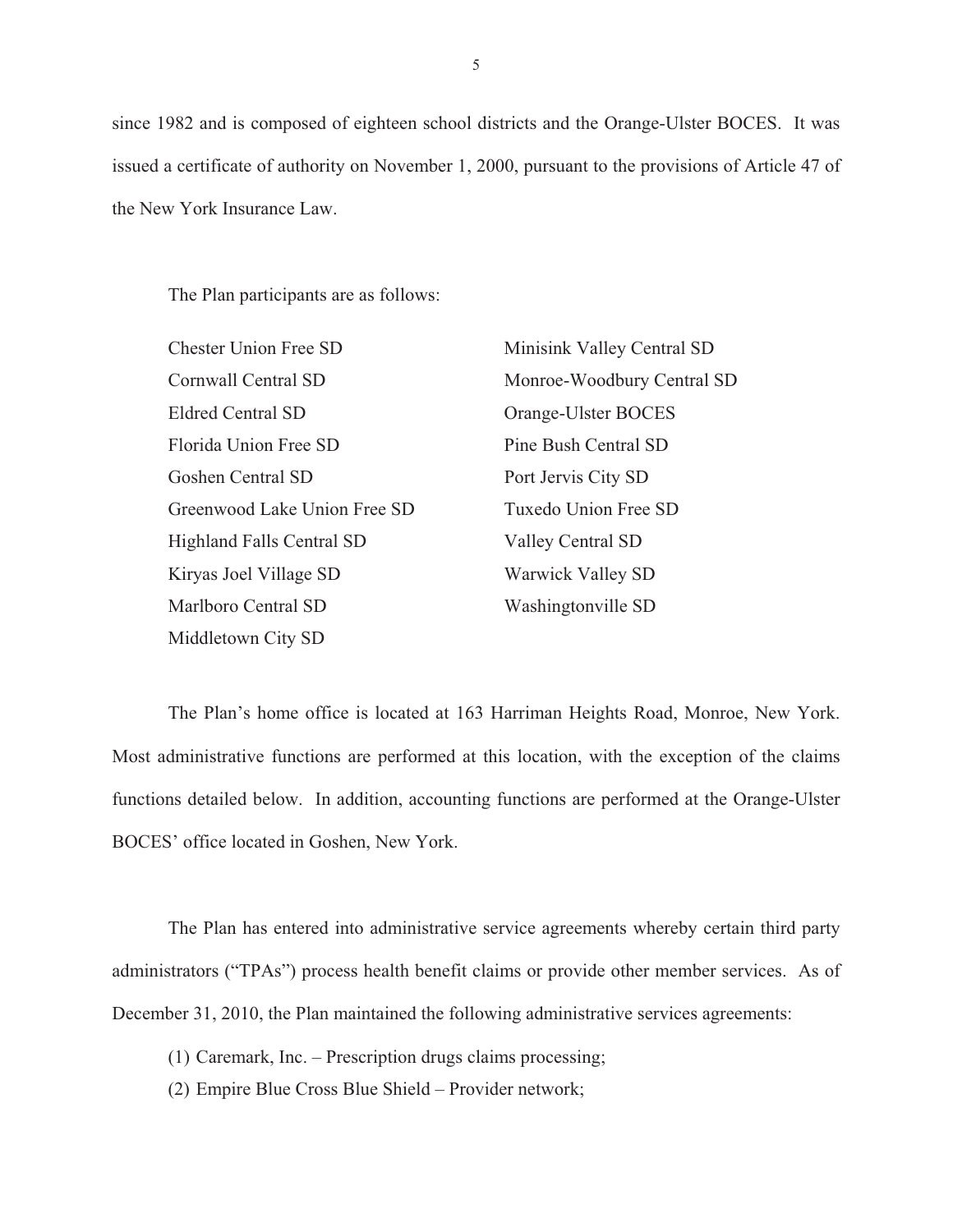since 1982 and is composed of eighteen school districts and the Orange-Ulster BOCES. It was issued a certificate of authority on November 1, 2000, pursuant to the provisions of Article 47 of the New York Insurance Law.

The Plan participants are as follows:

| | |
|---|---|
| Chester Union Free SD | Minisink Valley Central SD |
| Cornwall Central SD | Monroe-Woodbury Central SD |
| Eldred Central SD | Orange-Ulster BOCES |
| Florida Union Free SD | Pine Bush Central SD |
| Goshen Central SD | Port Jervis City SD |
| Greenwood Lake Union Free SD | Tuxedo Union Free SD |
| Highland Falls Central SD | Valley Central SD |
| Kiryas Joel Village SD | Warwick Valley SD |
| Marlboro Central SD | Washingtonville SD |
| Middletown City SD | |

The Plan's home office is located at 163 Harriman Heights Road, Monroe, New York. Most administrative functions are performed at this location, with the exception of the claims functions detailed below. In addition, accounting functions are performed at the Orange-Ulster BOCES' office located in Goshen, New York.

The Plan has entered into administrative service agreements whereby certain third party administrators ("TPAs") process health benefit claims or provide other member services. As of December 31, 2010, the Plan maintained the following administrative services agreements:

(1) Caremark, Inc. – Prescription drugs claims processing;

(2) Empire Blue Cross Blue Shield – Provider network;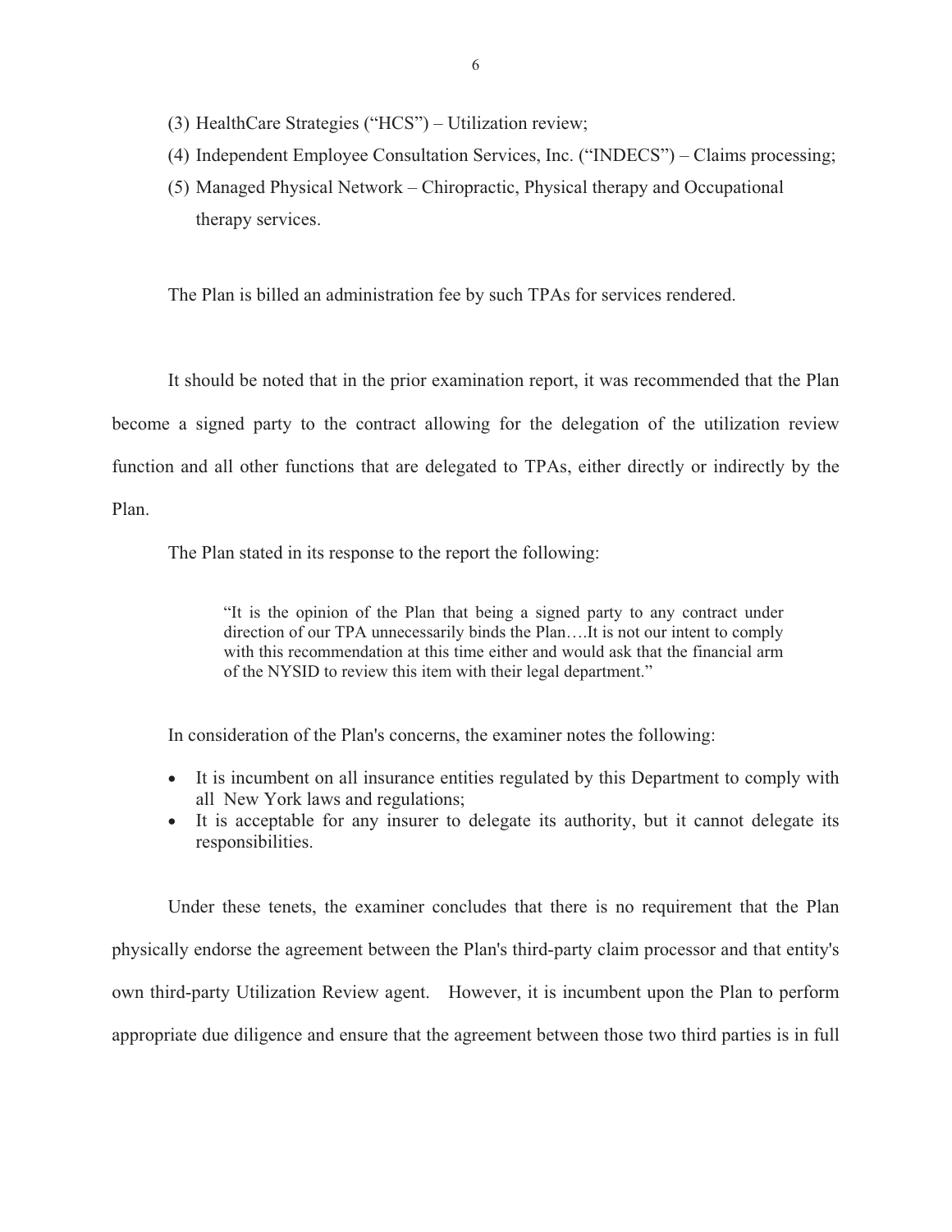(3) HealthCare Strategies ("HCS") – Utilization review;

(4) Independent Employee Consultation Services, Inc. ("INDECS") – Claims processing;

(5) Managed Physical Network – Chiropractic, Physical therapy and Occupational therapy services.

The Plan is billed an administration fee by such TPAs for services rendered.

It should be noted that in the prior examination report, it was recommended that the Plan become a signed party to the contract allowing for the delegation of the utilization review function and all other functions that are delegated to TPAs, either directly or indirectly by the Plan.

The Plan stated in its response to the report the following:

> "It is the opinion of the Plan that being a signed party to any contract under direction of our TPA unnecessarily binds the Plan….It is not our intent to comply with this recommendation at this time either and would ask that the financial arm of the NYSID to review this item with their legal department."

In consideration of the Plan's concerns, the examiner notes the following:

- It is incumbent on all insurance entities regulated by this Department to comply with all New York laws and regulations;
- It is acceptable for any insurer to delegate its authority, but it cannot delegate its responsibilities.

Under these tenets, the examiner concludes that there is no requirement that the Plan physically endorse the agreement between the Plan's third-party claim processor and that entity's own third-party Utilization Review agent. However, it is incumbent upon the Plan to perform appropriate due diligence and ensure that the agreement between those two third parties is in full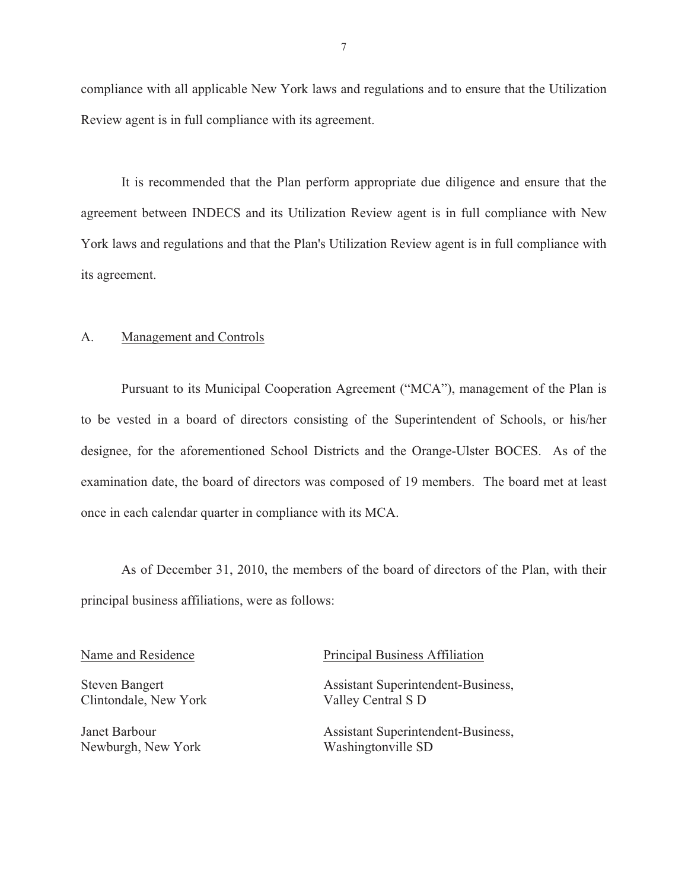compliance with all applicable New York laws and regulations and to ensure that the Utilization Review agent is in full compliance with its agreement.

It is recommended that the Plan perform appropriate due diligence and ensure that the agreement between INDECS and its Utilization Review agent is in full compliance with New York laws and regulations and that the Plan's Utilization Review agent is in full compliance with its agreement.

## A. Management and Controls

Pursuant to its Municipal Cooperation Agreement ("MCA"), management of the Plan is to be vested in a board of directors consisting of the Superintendent of Schools, or his/her designee, for the aforementioned School Districts and the Orange-Ulster BOCES. As of the examination date, the board of directors was composed of 19 members. The board met at least once in each calendar quarter in compliance with its MCA.

As of December 31, 2010, the members of the board of directors of the Plan, with their principal business affiliations, were as follows:

| Name and Residence | Principal Business Affiliation |
|---|---|
| Steven Bangert<br>Clintondale, New York | Assistant Superintendent-Business,<br>Valley Central S D |
| Janet Barbour<br>Newburgh, New York | Assistant Superintendent-Business,<br>Washingtonville SD |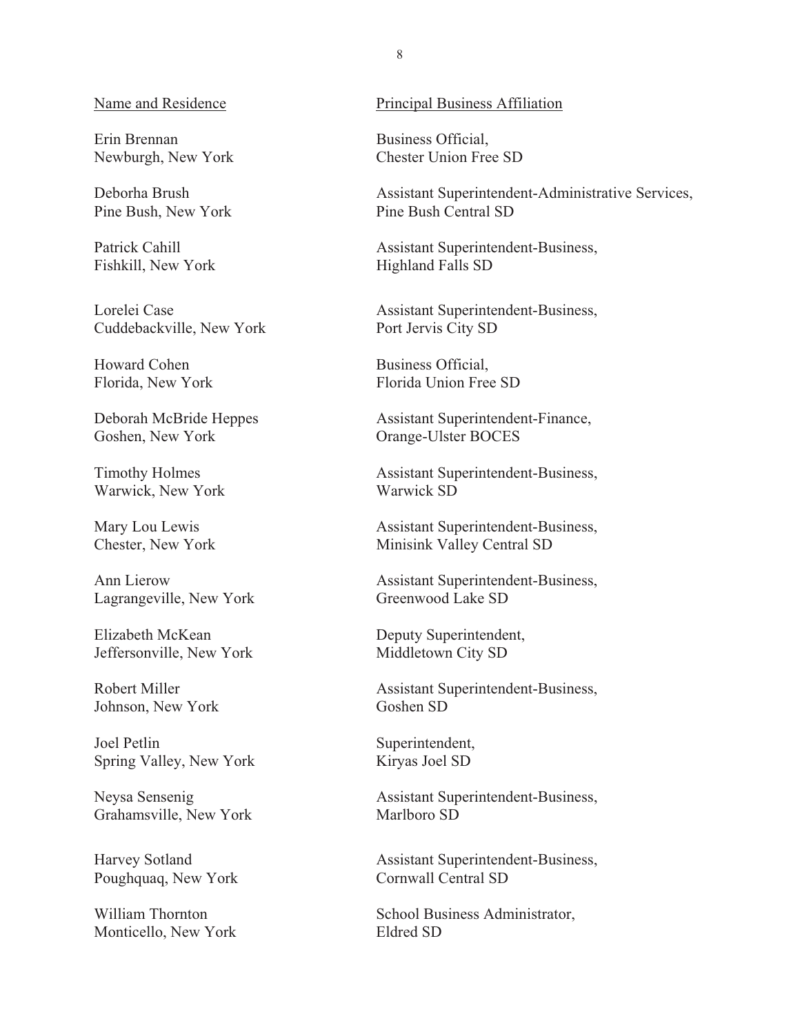| Name and Residence | Principal Business Affiliation |
| --- | --- |
| Erin Brennan<br>Newburgh, New York | Business Official,<br>Chester Union Free SD |
| Deborha Brush<br>Pine Bush, New York | Assistant Superintendent-Administrative Services,<br>Pine Bush Central SD |
| Patrick Cahill<br>Fishkill, New York | Assistant Superintendent-Business,<br>Highland Falls SD |
| Lorelei Case<br>Cuddebackville, New York | Assistant Superintendent-Business,<br>Port Jervis City SD |
| Howard Cohen<br>Florida, New York | Business Official,<br>Florida Union Free SD |
| Deborah McBride Heppes<br>Goshen, New York | Assistant Superintendent-Finance,<br>Orange-Ulster BOCES |
| Timothy Holmes<br>Warwick, New York | Assistant Superintendent-Business,<br>Warwick SD |
| Mary Lou Lewis<br>Chester, New York | Assistant Superintendent-Business,<br>Minisink Valley Central SD |
| Ann Lierow<br>Lagrangeville, New York | Assistant Superintendent-Business,<br>Greenwood Lake SD |
| Elizabeth McKean<br>Jeffersonville, New York | Deputy Superintendent,<br>Middletown City SD |
| Robert Miller<br>Johnson, New York | Assistant Superintendent-Business,<br>Goshen SD |
| Joel Petlin<br>Spring Valley, New York | Superintendent,<br>Kiryas Joel SD |
| Neysa Sensenig<br>Grahamsville, New York | Assistant Superintendent-Business,<br>Marlboro SD |
| Harvey Sotland<br>Poughquaq, New York | Assistant Superintendent-Business,<br>Cornwall Central SD |
| William Thornton<br>Monticello, New York | School Business Administrator,<br>Eldred SD |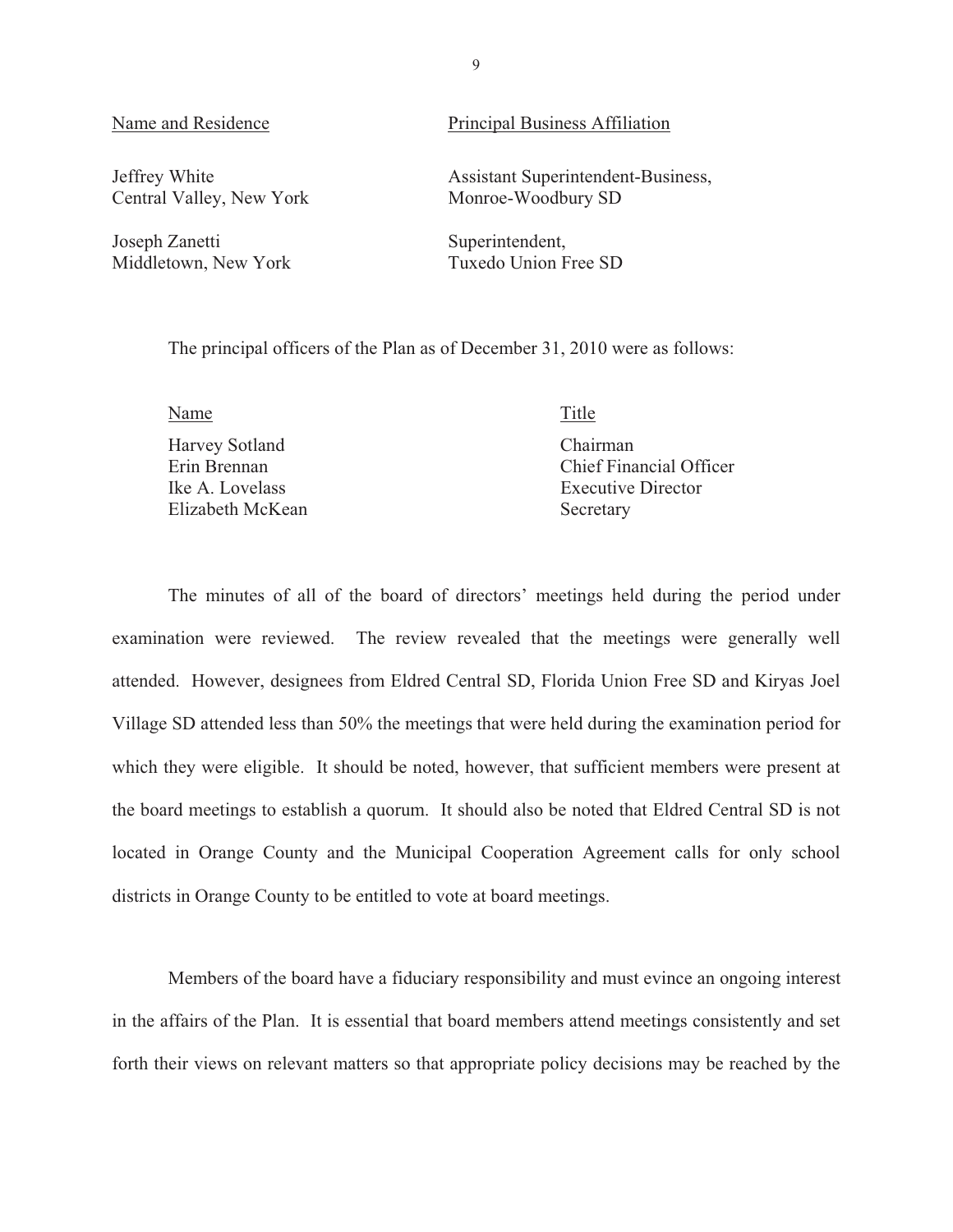| Name and Residence | Principal Business Affiliation |
|---|---|
| Jeffrey White<br>Central Valley, New York | Assistant Superintendent-Business,<br>Monroe-Woodbury SD |
| Joseph Zanetti<br>Middletown, New York | Superintendent,<br>Tuxedo Union Free SD |

The principal officers of the Plan as of December 31, 2010 were as follows:

| Name | Title |
|---|---|
| Harvey Sotland | Chairman |
| Erin Brennan | Chief Financial Officer |
| Ike A. Lovelass | Executive Director |
| Elizabeth McKean | Secretary |

The minutes of all of the board of directors' meetings held during the period under examination were reviewed. The review revealed that the meetings were generally well attended. However, designees from Eldred Central SD, Florida Union Free SD and Kiryas Joel Village SD attended less than 50% the meetings that were held during the examination period for which they were eligible. It should be noted, however, that sufficient members were present at the board meetings to establish a quorum. It should also be noted that Eldred Central SD is not located in Orange County and the Municipal Cooperation Agreement calls for only school districts in Orange County to be entitled to vote at board meetings.

Members of the board have a fiduciary responsibility and must evince an ongoing interest in the affairs of the Plan. It is essential that board members attend meetings consistently and set forth their views on relevant matters so that appropriate policy decisions may be reached by the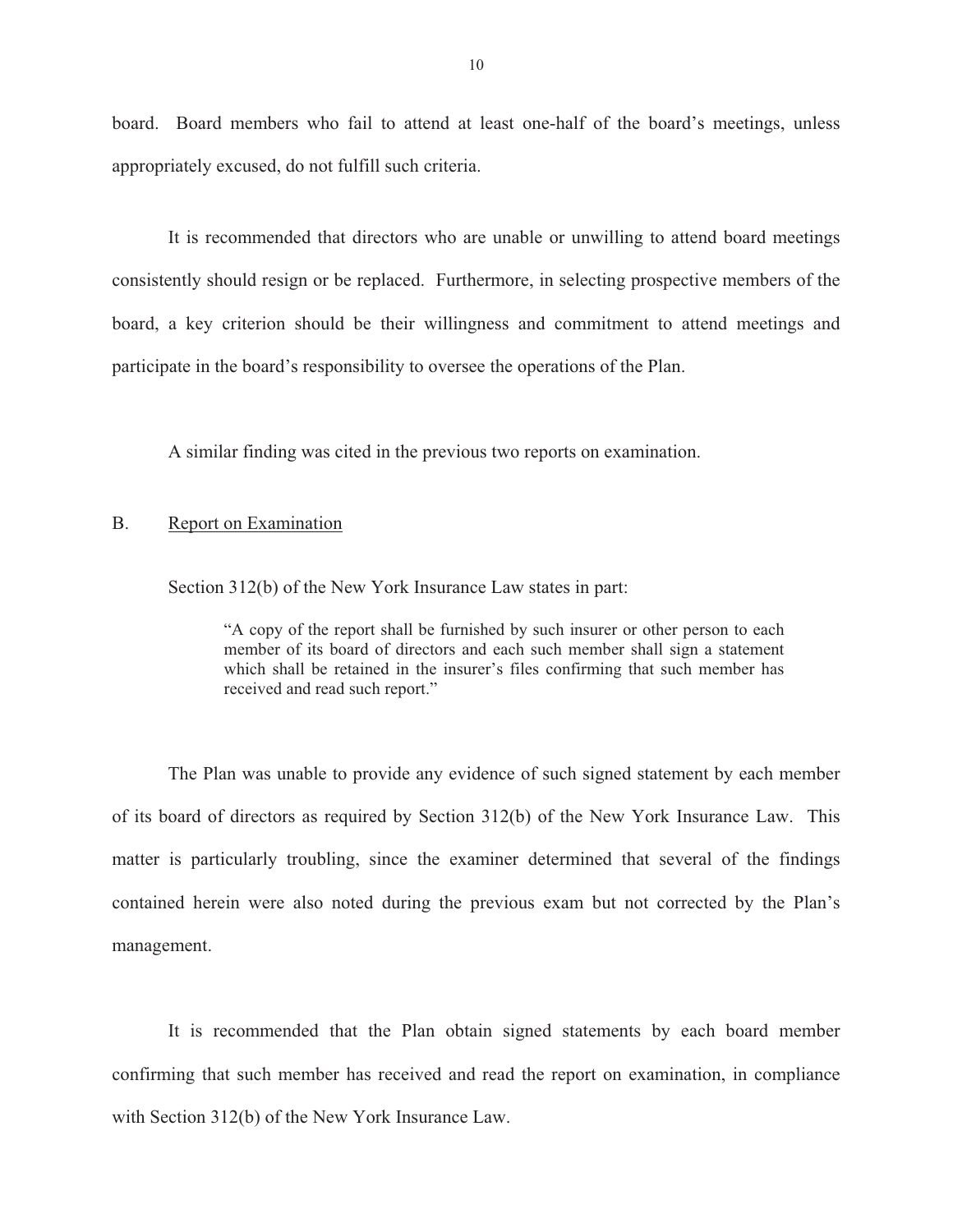board. Board members who fail to attend at least one-half of the board's meetings, unless appropriately excused, do not fulfill such criteria.

It is recommended that directors who are unable or unwilling to attend board meetings consistently should resign or be replaced. Furthermore, in selecting prospective members of the board, a key criterion should be their willingness and commitment to attend meetings and participate in the board's responsibility to oversee the operations of the Plan.

A similar finding was cited in the previous two reports on examination.

B. <u>Report on Examination</u>

Section 312(b) of the New York Insurance Law states in part:

> "A copy of the report shall be furnished by such insurer or other person to each member of its board of directors and each such member shall sign a statement which shall be retained in the insurer's files confirming that such member has received and read such report."

The Plan was unable to provide any evidence of such signed statement by each member of its board of directors as required by Section 312(b) of the New York Insurance Law. This matter is particularly troubling, since the examiner determined that several of the findings contained herein were also noted during the previous exam but not corrected by the Plan's management.

It is recommended that the Plan obtain signed statements by each board member confirming that such member has received and read the report on examination, in compliance with Section 312(b) of the New York Insurance Law.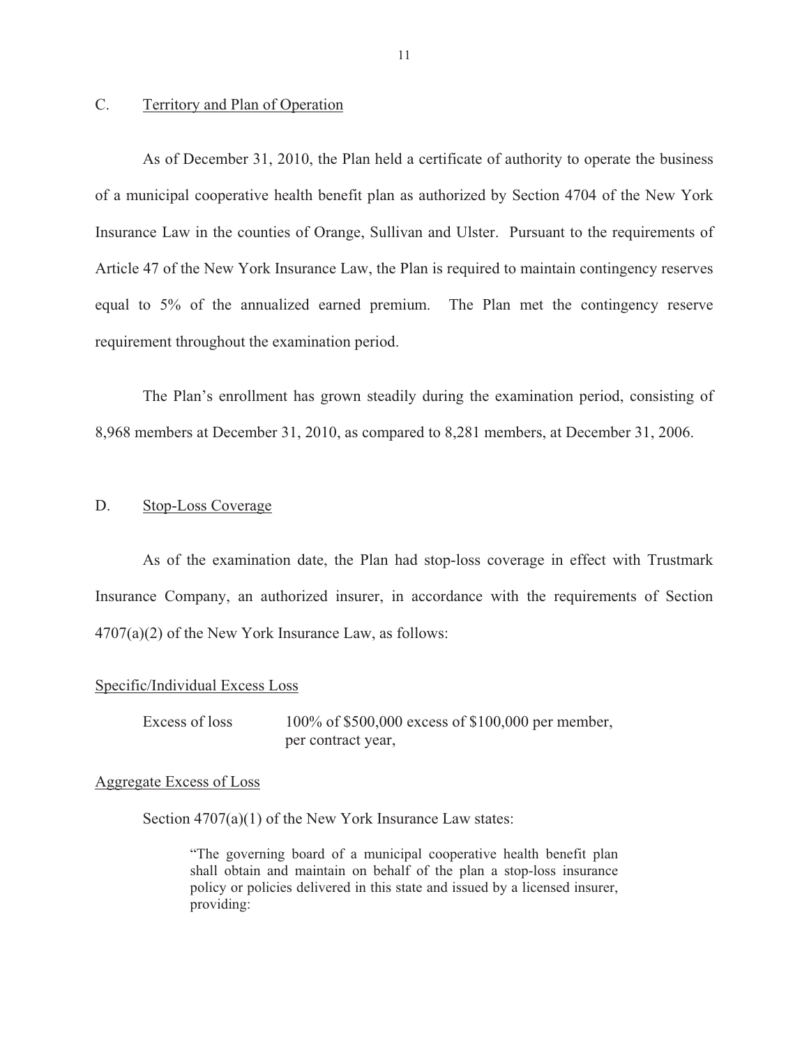## C. Territory and Plan of Operation

As of December 31, 2010, the Plan held a certificate of authority to operate the business of a municipal cooperative health benefit plan as authorized by Section 4704 of the New York Insurance Law in the counties of Orange, Sullivan and Ulster. Pursuant to the requirements of Article 47 of the New York Insurance Law, the Plan is required to maintain contingency reserves equal to 5% of the annualized earned premium. The Plan met the contingency reserve requirement throughout the examination period.

The Plan's enrollment has grown steadily during the examination period, consisting of 8,968 members at December 31, 2010, as compared to 8,281 members, at December 31, 2006.

## D. Stop-Loss Coverage

As of the examination date, the Plan had stop-loss coverage in effect with Trustmark Insurance Company, an authorized insurer, in accordance with the requirements of Section 4707(a)(2) of the New York Insurance Law, as follows:

Specific/Individual Excess Loss

| | |
|---|---|
| Excess of loss | 100% of $500,000 excess of $100,000 per member, per contract year, |

Aggregate Excess of Loss

Section 4707(a)(1) of the New York Insurance Law states:

> "The governing board of a municipal cooperative health benefit plan shall obtain and maintain on behalf of the plan a stop-loss insurance policy or policies delivered in this state and issued by a licensed insurer, providing: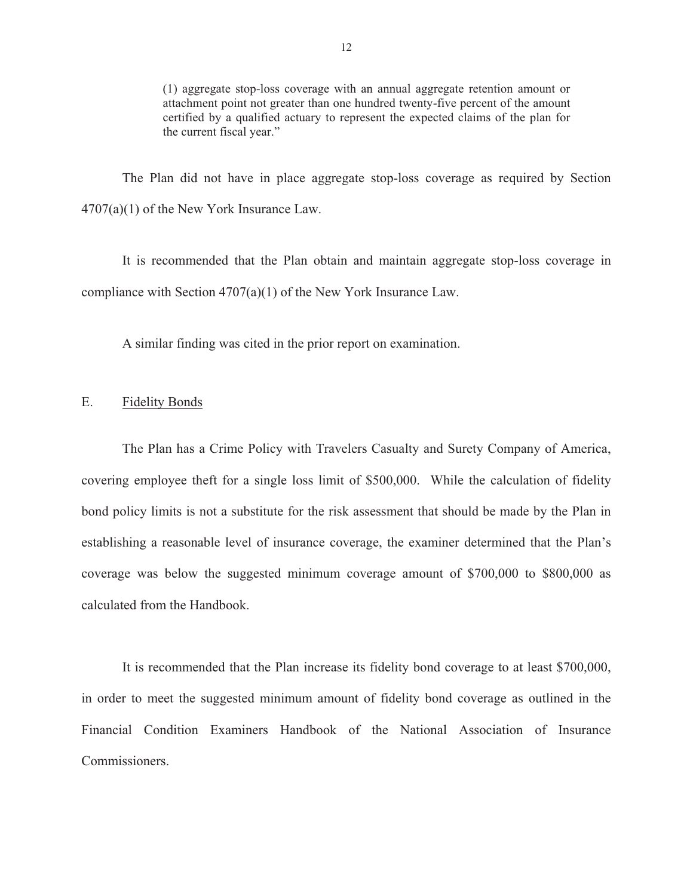> (1) aggregate stop-loss coverage with an annual aggregate retention amount or attachment point not greater than one hundred twenty-five percent of the amount certified by a qualified actuary to represent the expected claims of the plan for the current fiscal year."

The Plan did not have in place aggregate stop-loss coverage as required by Section 4707(a)(1) of the New York Insurance Law.

It is recommended that the Plan obtain and maintain aggregate stop-loss coverage in compliance with Section 4707(a)(1) of the New York Insurance Law.

A similar finding was cited in the prior report on examination.

## E. Fidelity Bonds

The Plan has a Crime Policy with Travelers Casualty and Surety Company of America, covering employee theft for a single loss limit of $500,000. While the calculation of fidelity bond policy limits is not a substitute for the risk assessment that should be made by the Plan in establishing a reasonable level of insurance coverage, the examiner determined that the Plan's coverage was below the suggested minimum coverage amount of $700,000 to $800,000 as calculated from the Handbook.

It is recommended that the Plan increase its fidelity bond coverage to at least $700,000, in order to meet the suggested minimum amount of fidelity bond coverage as outlined in the Financial Condition Examiners Handbook of the National Association of Insurance Commissioners.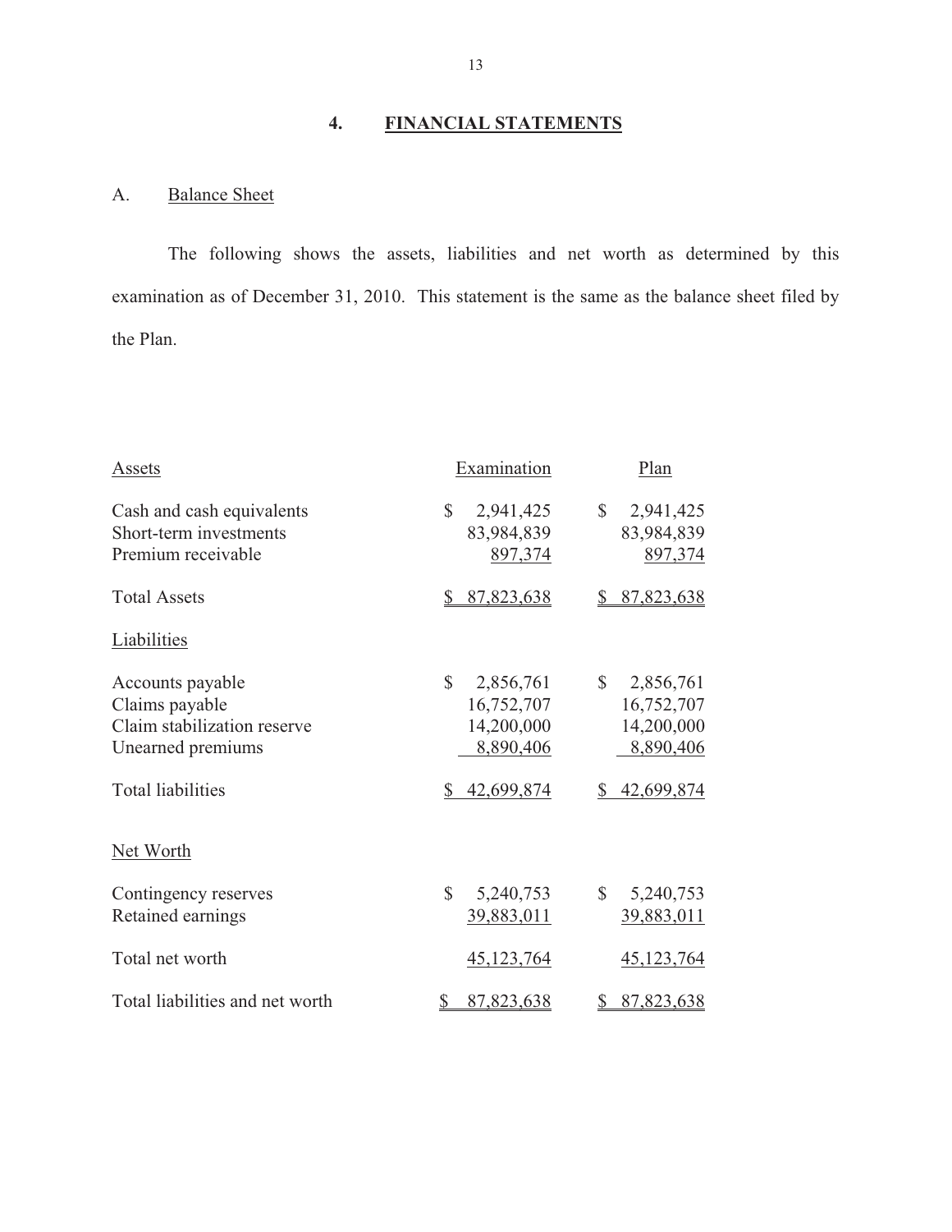## 4. FINANCIAL STATEMENTS

### A. Balance Sheet

The following shows the assets, liabilities and net worth as determined by this examination as of December 31, 2010. This statement is the same as the balance sheet filed by the Plan.

| Assets | Examination | Plan |
|---|---|---|
| Cash and cash equivalents | $ 2,941,425 | $ 2,941,425 |
| Short-term investments | 83,984,839 | 83,984,839 |
| Premium receivable | 897,374 | 897,374 |
| Total Assets | $ 87,823,638 | $ 87,823,638 |
| Liabilities | | |
| Accounts payable | $ 2,856,761 | $ 2,856,761 |
| Claims payable | 16,752,707 | 16,752,707 |
| Claim stabilization reserve | 14,200,000 | 14,200,000 |
| Unearned premiums | 8,890,406 | 8,890,406 |
| Total liabilities | $ 42,699,874 | $ 42,699,874 |
| Net Worth | | |
| Contingency reserves | $ 5,240,753 | $ 5,240,753 |
| Retained earnings | 39,883,011 | 39,883,011 |
| Total net worth | 45,123,764 | 45,123,764 |
| Total liabilities and net worth | $ 87,823,638 | $ 87,823,638 |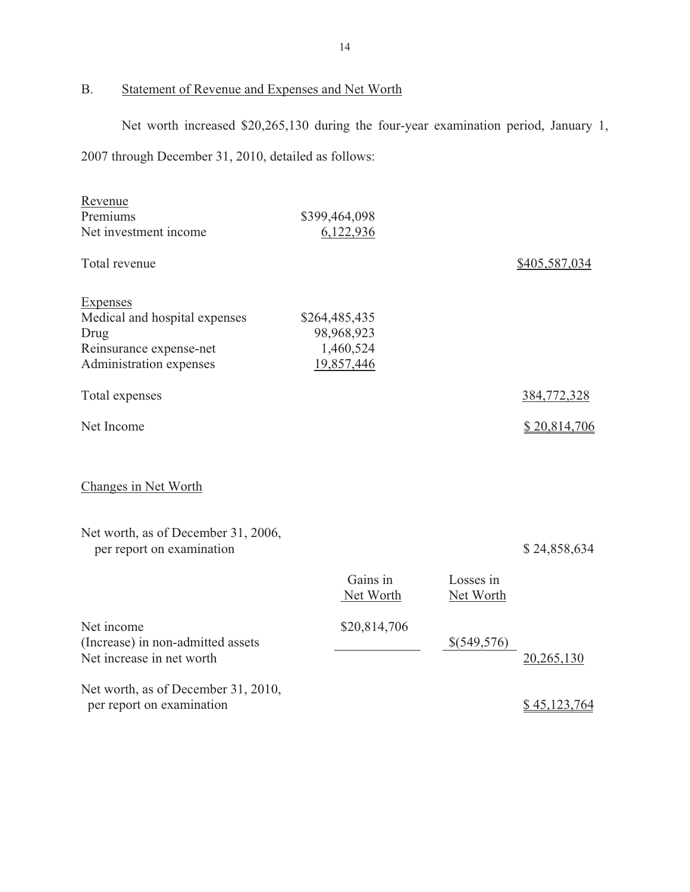## B. Statement of Revenue and Expenses and Net Worth

Net worth increased $20,265,130 during the four-year examination period, January 1, 2007 through December 31, 2010, detailed as follows:

| | | |
|---|---|---|
| **Revenue** | | |
| Premiums | $399,464,098 | |
| Net investment income | 6,122,936 | |
| Total revenue | | $405,587,034 |
| **Expenses** | | |
| Medical and hospital expenses | $264,485,435 | |
| Drug | 98,968,923 | |
| Reinsurance expense-net | 1,460,524 | |
| Administration expenses | 19,857,446 | |
| Total expenses | | 384,772,328 |
| Net Income | | $ 20,814,706 |

**Changes in Net Worth**

| | Gains in Net Worth | Losses in Net Worth | |
|---|---|---|---|
| Net worth, as of December 31, 2006, per report on examination | | | $ 24,858,634 |
| Net income | $20,814,706 | | |
| (Increase) in non-admitted assets | | $(549,576) | |
| Net increase in net worth | | | 20,265,130 |
| Net worth, as of December 31, 2010, per report on examination | | | $ 45,123,764 |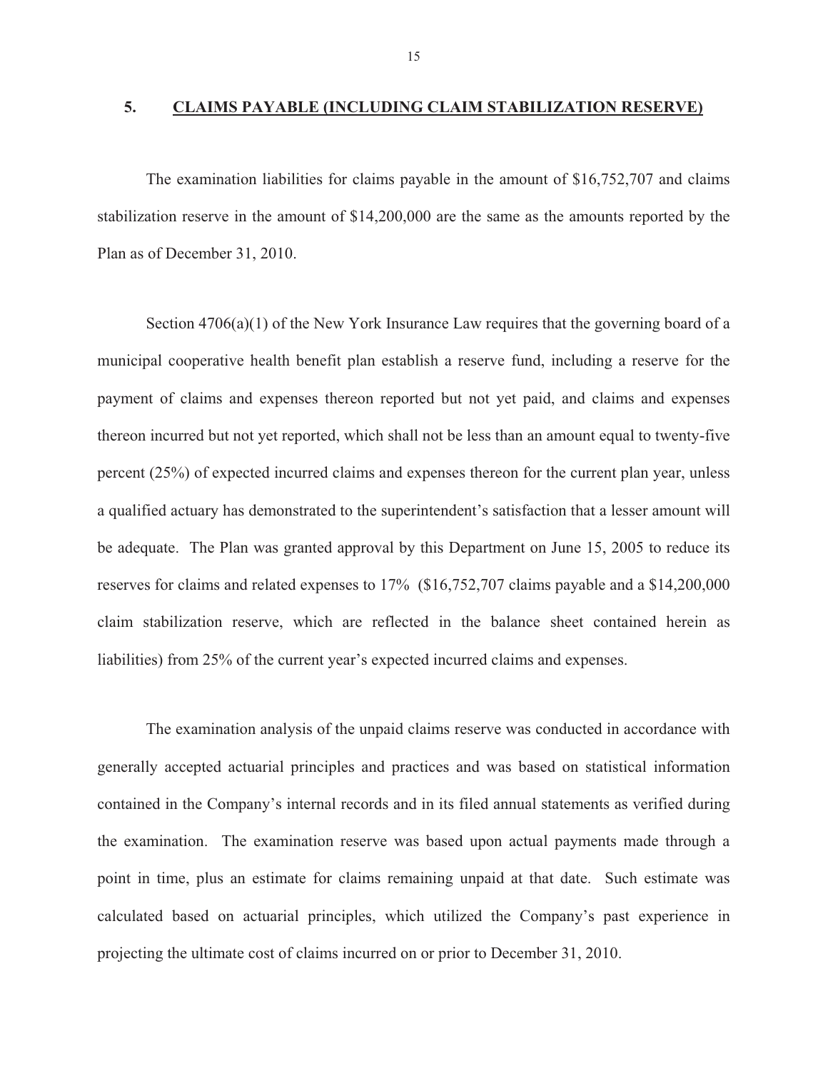## 5. CLAIMS PAYABLE (INCLUDING CLAIM STABILIZATION RESERVE)

The examination liabilities for claims payable in the amount of $16,752,707 and claims stabilization reserve in the amount of $14,200,000 are the same as the amounts reported by the Plan as of December 31, 2010.

Section 4706(a)(1) of the New York Insurance Law requires that the governing board of a municipal cooperative health benefit plan establish a reserve fund, including a reserve for the payment of claims and expenses thereon reported but not yet paid, and claims and expenses thereon incurred but not yet reported, which shall not be less than an amount equal to twenty-five percent (25%) of expected incurred claims and expenses thereon for the current plan year, unless a qualified actuary has demonstrated to the superintendent's satisfaction that a lesser amount will be adequate. The Plan was granted approval by this Department on June 15, 2005 to reduce its reserves for claims and related expenses to 17% ($16,752,707 claims payable and a $14,200,000 claim stabilization reserve, which are reflected in the balance sheet contained herein as liabilities) from 25% of the current year's expected incurred claims and expenses.

The examination analysis of the unpaid claims reserve was conducted in accordance with generally accepted actuarial principles and practices and was based on statistical information contained in the Company's internal records and in its filed annual statements as verified during the examination. The examination reserve was based upon actual payments made through a point in time, plus an estimate for claims remaining unpaid at that date. Such estimate was calculated based on actuarial principles, which utilized the Company's past experience in projecting the ultimate cost of claims incurred on or prior to December 31, 2010.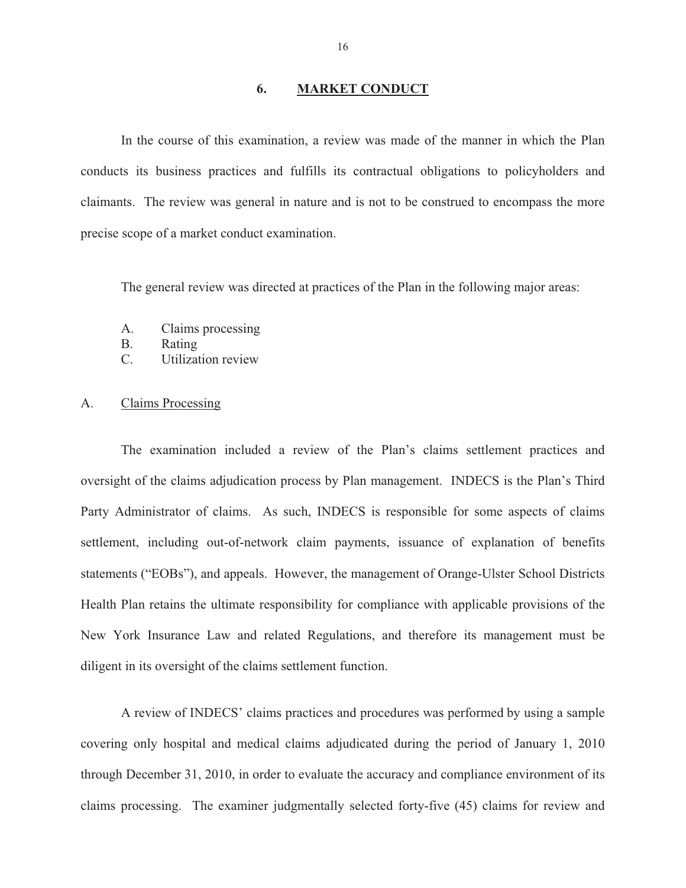## 6. MARKET CONDUCT

In the course of this examination, a review was made of the manner in which the Plan conducts its business practices and fulfills its contractual obligations to policyholders and claimants. The review was general in nature and is not to be construed to encompass the more precise scope of a market conduct examination.

The general review was directed at practices of the Plan in the following major areas:

A. Claims processing
B. Rating
C. Utilization review

### A. Claims Processing

The examination included a review of the Plan's claims settlement practices and oversight of the claims adjudication process by Plan management. INDECS is the Plan's Third Party Administrator of claims. As such, INDECS is responsible for some aspects of claims settlement, including out-of-network claim payments, issuance of explanation of benefits statements ("EOBs"), and appeals. However, the management of Orange-Ulster School Districts Health Plan retains the ultimate responsibility for compliance with applicable provisions of the New York Insurance Law and related Regulations, and therefore its management must be diligent in its oversight of the claims settlement function.

A review of INDECS' claims practices and procedures was performed by using a sample covering only hospital and medical claims adjudicated during the period of January 1, 2010 through December 31, 2010, in order to evaluate the accuracy and compliance environment of its claims processing. The examiner judgmentally selected forty-five (45) claims for review and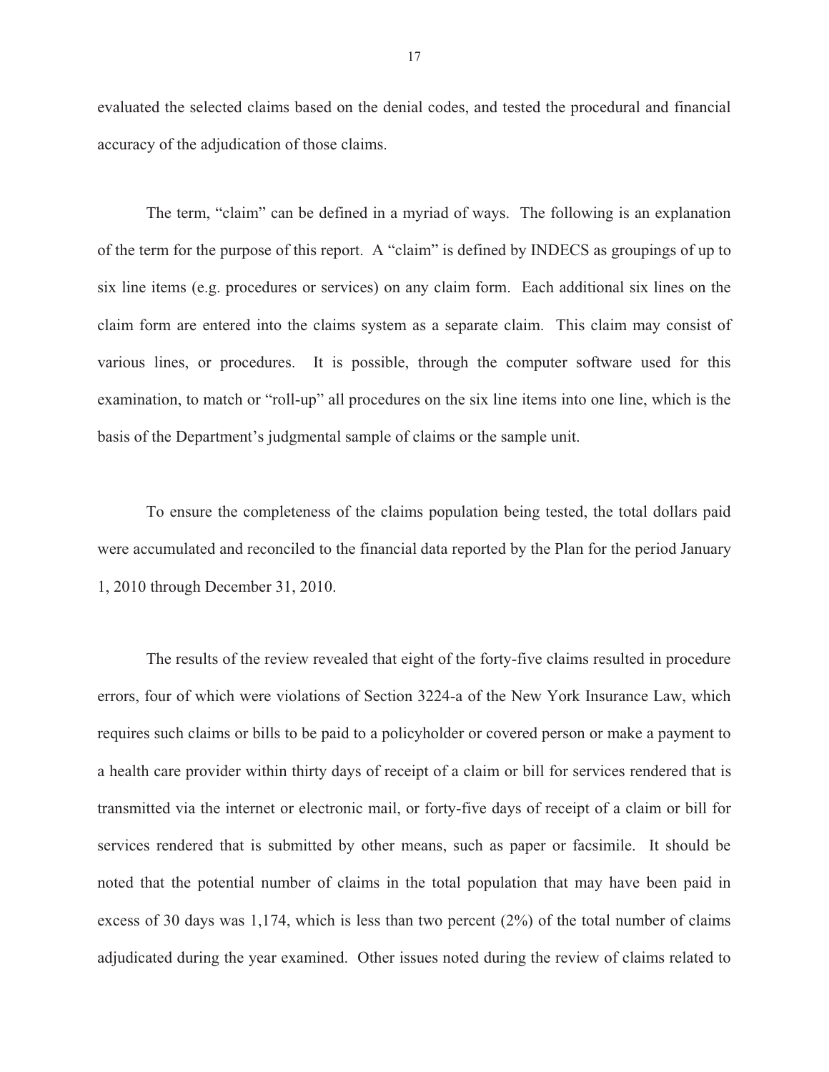evaluated the selected claims based on the denial codes, and tested the procedural and financial accuracy of the adjudication of those claims.

The term, "claim" can be defined in a myriad of ways. The following is an explanation of the term for the purpose of this report. A "claim" is defined by INDECS as groupings of up to six line items (e.g. procedures or services) on any claim form. Each additional six lines on the claim form are entered into the claims system as a separate claim. This claim may consist of various lines, or procedures. It is possible, through the computer software used for this examination, to match or "roll-up" all procedures on the six line items into one line, which is the basis of the Department's judgmental sample of claims or the sample unit.

To ensure the completeness of the claims population being tested, the total dollars paid were accumulated and reconciled to the financial data reported by the Plan for the period January 1, 2010 through December 31, 2010.

The results of the review revealed that eight of the forty-five claims resulted in procedure errors, four of which were violations of Section 3224-a of the New York Insurance Law, which requires such claims or bills to be paid to a policyholder or covered person or make a payment to a health care provider within thirty days of receipt of a claim or bill for services rendered that is transmitted via the internet or electronic mail, or forty-five days of receipt of a claim or bill for services rendered that is submitted by other means, such as paper or facsimile. It should be noted that the potential number of claims in the total population that may have been paid in excess of 30 days was 1,174, which is less than two percent (2%) of the total number of claims adjudicated during the year examined. Other issues noted during the review of claims related to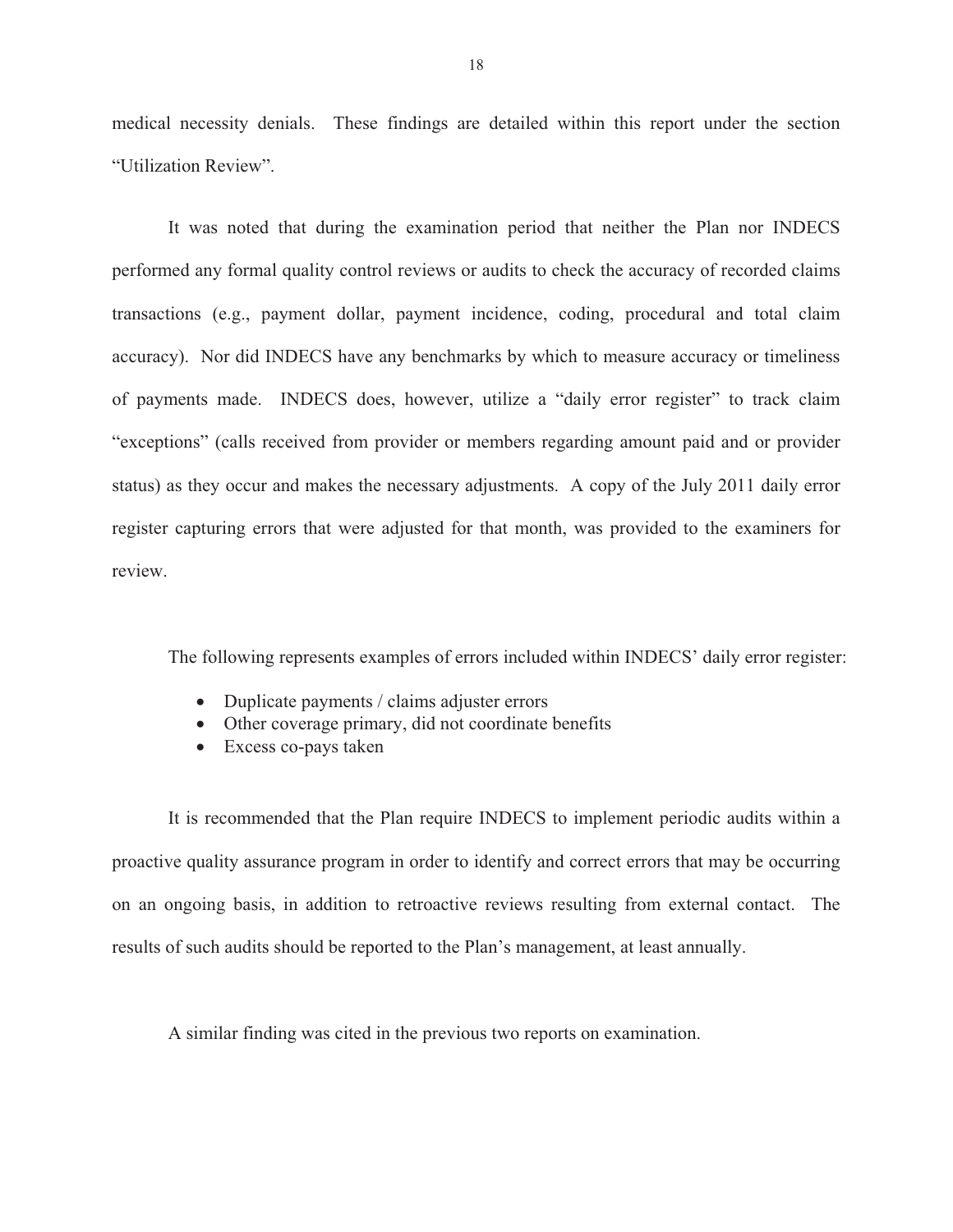medical necessity denials. These findings are detailed within this report under the section "Utilization Review".

It was noted that during the examination period that neither the Plan nor INDECS performed any formal quality control reviews or audits to check the accuracy of recorded claims transactions (e.g., payment dollar, payment incidence, coding, procedural and total claim accuracy). Nor did INDECS have any benchmarks by which to measure accuracy or timeliness of payments made. INDECS does, however, utilize a "daily error register" to track claim "exceptions" (calls received from provider or members regarding amount paid and or provider status) as they occur and makes the necessary adjustments. A copy of the July 2011 daily error register capturing errors that were adjusted for that month, was provided to the examiners for review.

The following represents examples of errors included within INDECS' daily error register:

- Duplicate payments / claims adjuster errors
- Other coverage primary, did not coordinate benefits
- Excess co-pays taken

It is recommended that the Plan require INDECS to implement periodic audits within a proactive quality assurance program in order to identify and correct errors that may be occurring on an ongoing basis, in addition to retroactive reviews resulting from external contact. The results of such audits should be reported to the Plan's management, at least annually.

A similar finding was cited in the previous two reports on examination.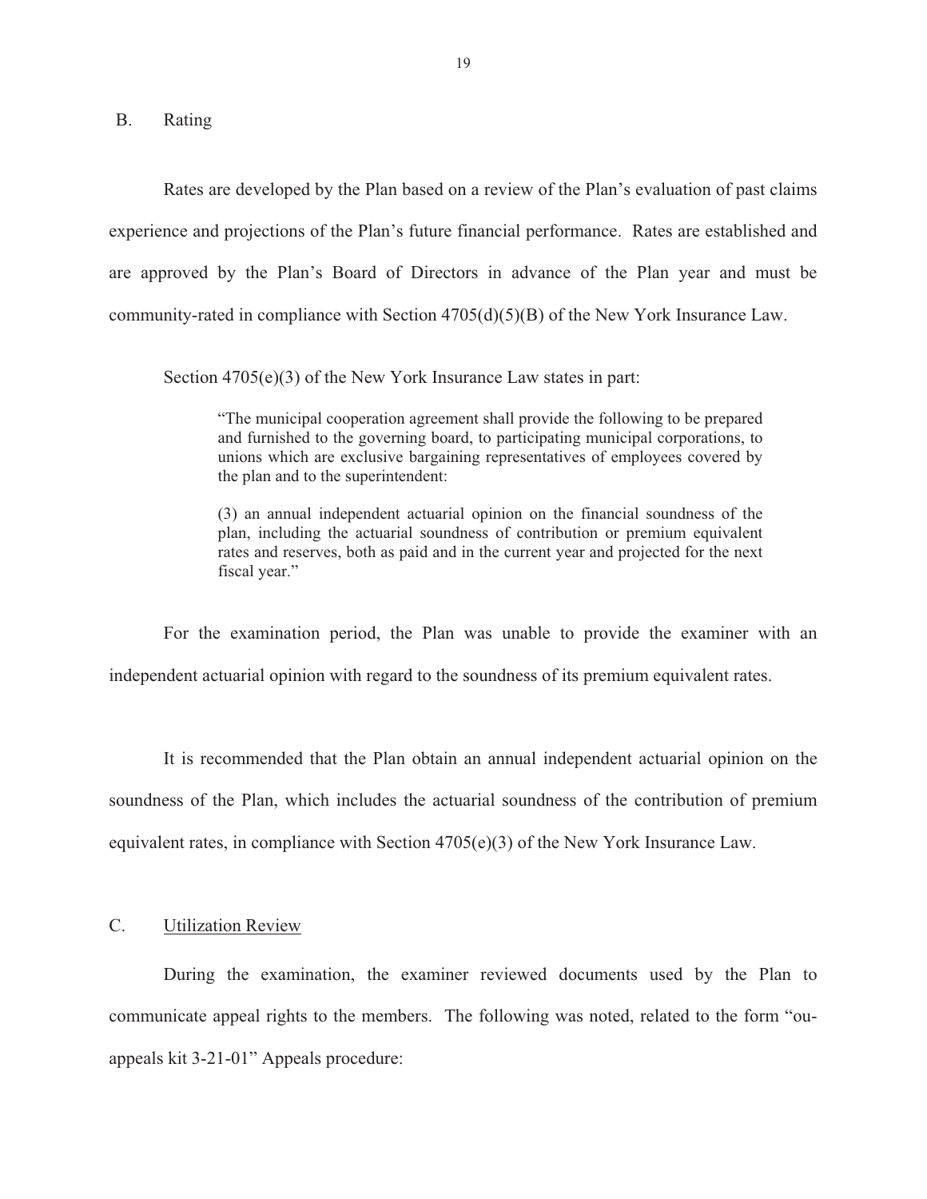## B. Rating

Rates are developed by the Plan based on a review of the Plan's evaluation of past claims experience and projections of the Plan's future financial performance. Rates are established and are approved by the Plan's Board of Directors in advance of the Plan year and must be community-rated in compliance with Section 4705(d)(5)(B) of the New York Insurance Law.

Section 4705(e)(3) of the New York Insurance Law states in part:

> "The municipal cooperation agreement shall provide the following to be prepared and furnished to the governing board, to participating municipal corporations, to unions which are exclusive bargaining representatives of employees covered by the plan and to the superintendent:
>
> (3) an annual independent actuarial opinion on the financial soundness of the plan, including the actuarial soundness of contribution or premium equivalent rates and reserves, both as paid and in the current year and projected for the next fiscal year."

For the examination period, the Plan was unable to provide the examiner with an independent actuarial opinion with regard to the soundness of its premium equivalent rates.

It is recommended that the Plan obtain an annual independent actuarial opinion on the soundness of the Plan, which includes the actuarial soundness of the contribution of premium equivalent rates, in compliance with Section 4705(e)(3) of the New York Insurance Law.

## C. Utilization Review

During the examination, the examiner reviewed documents used by the Plan to communicate appeal rights to the members. The following was noted, related to the form "ou-appeals kit 3-21-01" Appeals procedure: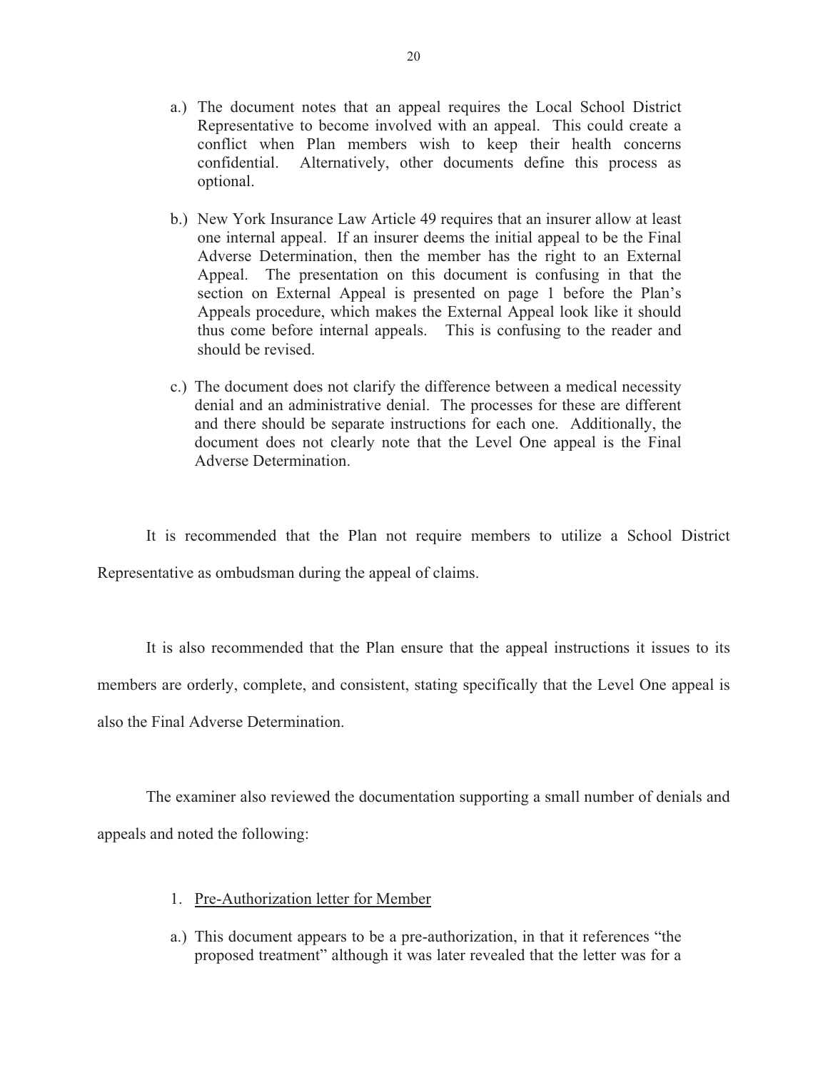a.) The document notes that an appeal requires the Local School District Representative to become involved with an appeal. This could create a conflict when Plan members wish to keep their health concerns confidential. Alternatively, other documents define this process as optional.

b.) New York Insurance Law Article 49 requires that an insurer allow at least one internal appeal. If an insurer deems the initial appeal to be the Final Adverse Determination, then the member has the right to an External Appeal. The presentation on this document is confusing in that the section on External Appeal is presented on page 1 before the Plan's Appeals procedure, which makes the External Appeal look like it should thus come before internal appeals. This is confusing to the reader and should be revised.

c.) The document does not clarify the difference between a medical necessity denial and an administrative denial. The processes for these are different and there should be separate instructions for each one. Additionally, the document does not clearly note that the Level One appeal is the Final Adverse Determination.

It is recommended that the Plan not require members to utilize a School District Representative as ombudsman during the appeal of claims.

It is also recommended that the Plan ensure that the appeal instructions it issues to its members are orderly, complete, and consistent, stating specifically that the Level One appeal is also the Final Adverse Determination.

The examiner also reviewed the documentation supporting a small number of denials and appeals and noted the following:

1. <u>Pre-Authorization letter for Member</u>

a.) This document appears to be a pre-authorization, in that it references "the proposed treatment" although it was later revealed that the letter was for a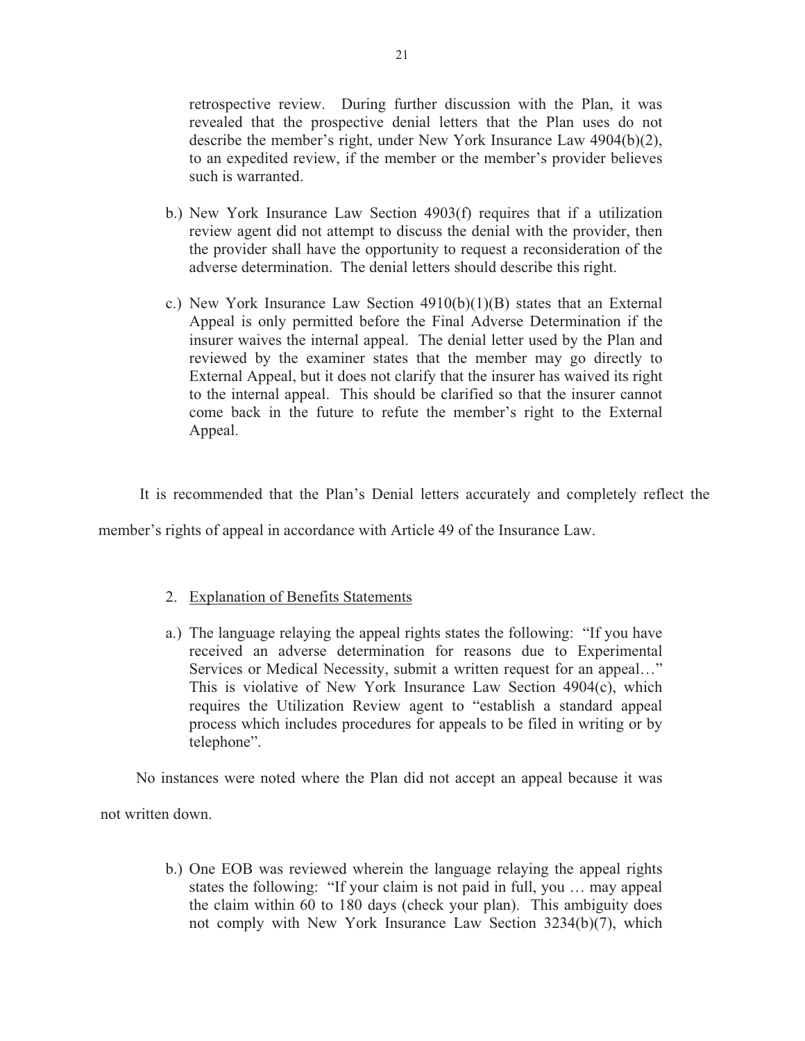retrospective review. During further discussion with the Plan, it was revealed that the prospective denial letters that the Plan uses do not describe the member's right, under New York Insurance Law 4904(b)(2), to an expedited review, if the member or the member's provider believes such is warranted.

b.) New York Insurance Law Section 4903(f) requires that if a utilization review agent did not attempt to discuss the denial with the provider, then the provider shall have the opportunity to request a reconsideration of the adverse determination. The denial letters should describe this right.

c.) New York Insurance Law Section 4910(b)(1)(B) states that an External Appeal is only permitted before the Final Adverse Determination if the insurer waives the internal appeal. The denial letter used by the Plan and reviewed by the examiner states that the member may go directly to External Appeal, but it does not clarify that the insurer has waived its right to the internal appeal. This should be clarified so that the insurer cannot come back in the future to refute the member's right to the External Appeal.

It is recommended that the Plan's Denial letters accurately and completely reflect the member's rights of appeal in accordance with Article 49 of the Insurance Law.

2. Explanation of Benefits Statements

a.) The language relaying the appeal rights states the following: "If you have received an adverse determination for reasons due to Experimental Services or Medical Necessity, submit a written request for an appeal…" This is violative of New York Insurance Law Section 4904(c), which requires the Utilization Review agent to "establish a standard appeal process which includes procedures for appeals to be filed in writing or by telephone".

No instances were noted where the Plan did not accept an appeal because it was not written down.

b.) One EOB was reviewed wherein the language relaying the appeal rights states the following: "If your claim is not paid in full, you … may appeal the claim within 60 to 180 days (check your plan). This ambiguity does not comply with New York Insurance Law Section 3234(b)(7), which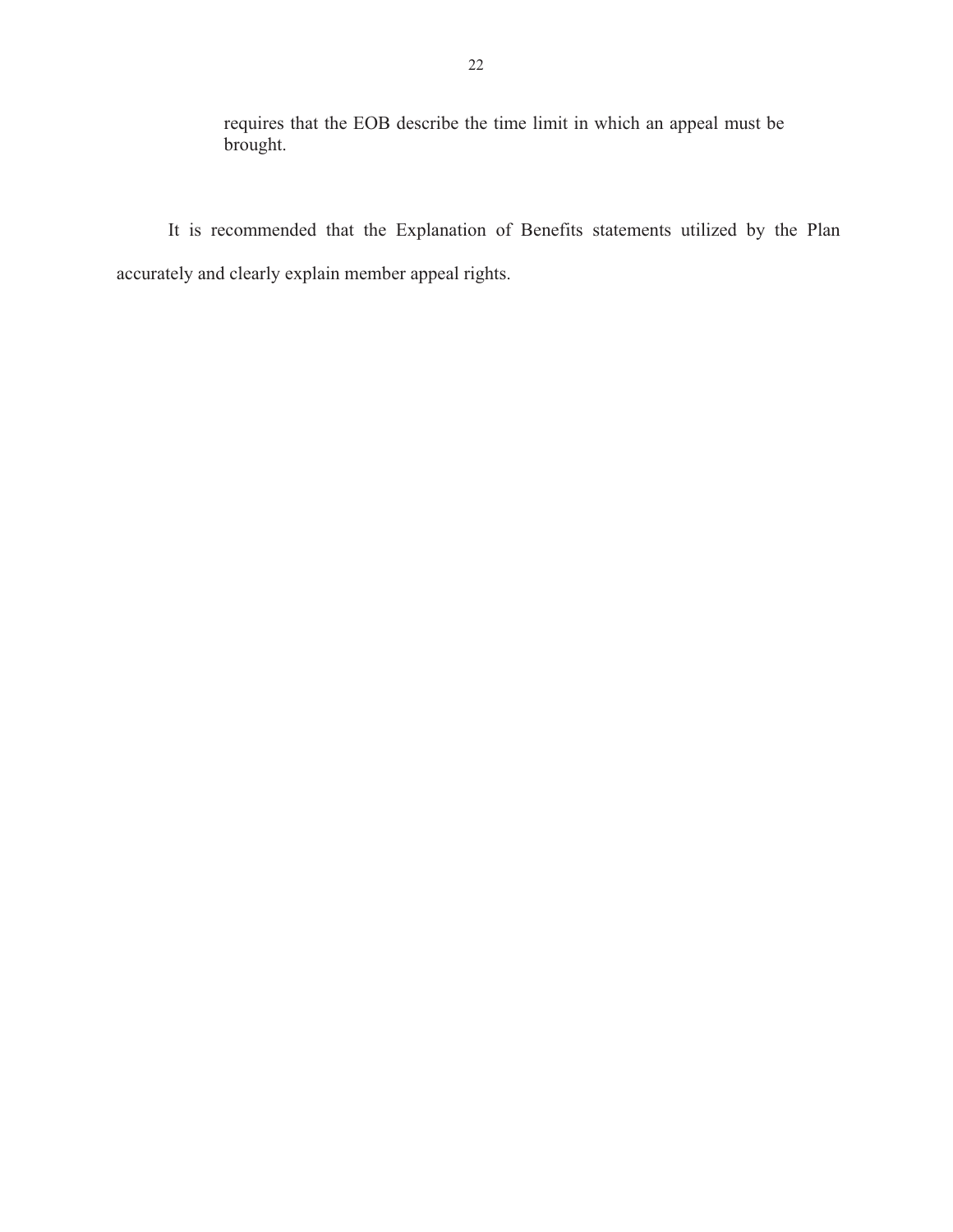> requires that the EOB describe the time limit in which an appeal must be brought.

It is recommended that the Explanation of Benefits statements utilized by the Plan accurately and clearly explain member appeal rights.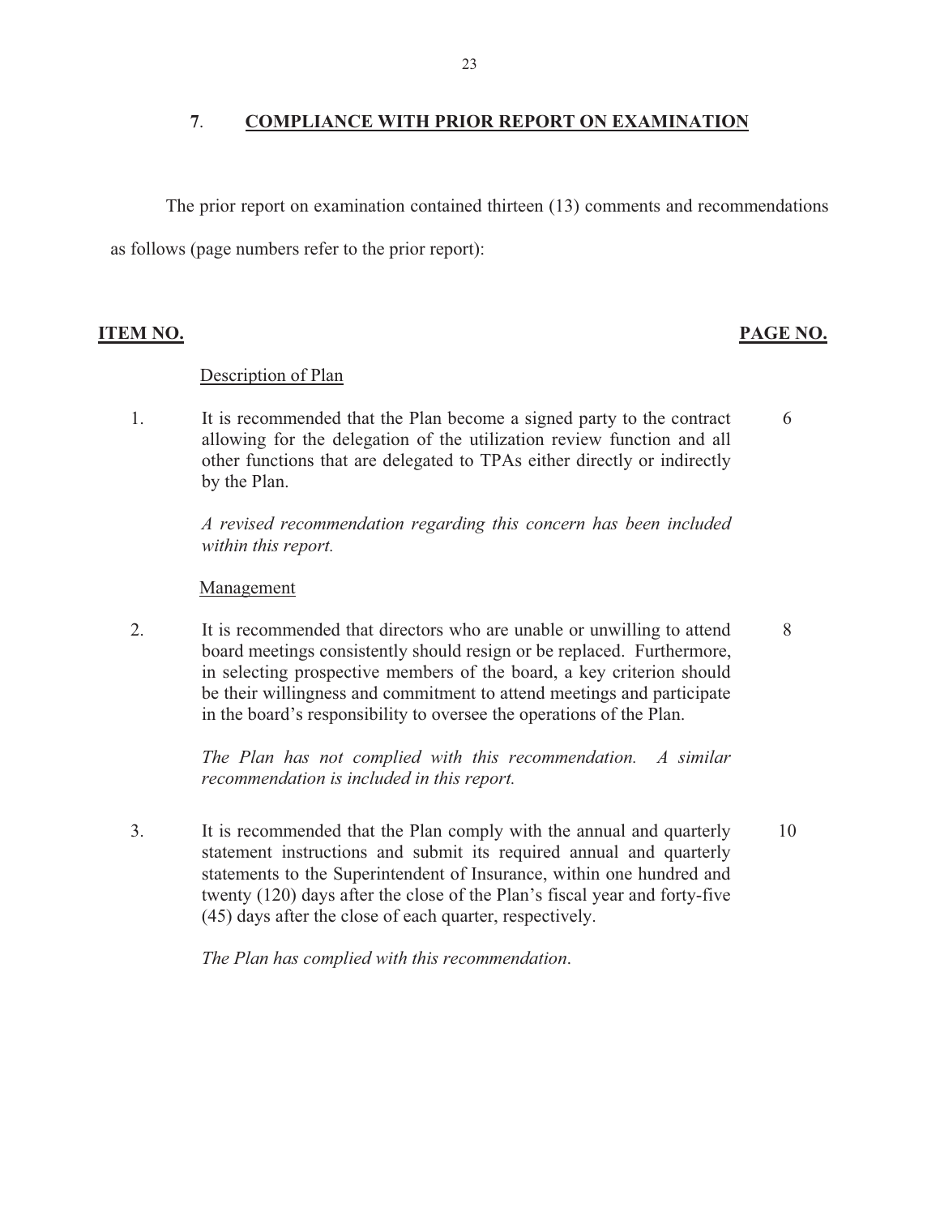## 7. **COMPLIANCE WITH PRIOR REPORT ON EXAMINATION**

The prior report on examination contained thirteen (13) comments and recommendations as follows (page numbers refer to the prior report):

| **ITEM NO.** | | **PAGE NO.** |
|---|---|---|
| | Description of Plan | |
| 1. | It is recommended that the Plan become a signed party to the contract allowing for the delegation of the utilization review function and all other functions that are delegated to TPAs either directly or indirectly by the Plan.<br><br>*A revised recommendation regarding this concern has been included within this report.* | 6 |
| | Management | |
| 2. | It is recommended that directors who are unable or unwilling to attend board meetings consistently should resign or be replaced. Furthermore, in selecting prospective members of the board, a key criterion should be their willingness and commitment to attend meetings and participate in the board's responsibility to oversee the operations of the Plan.<br><br>*The Plan has not complied with this recommendation. A similar recommendation is included in this report.* | 8 |
| 3. | It is recommended that the Plan comply with the annual and quarterly statement instructions and submit its required annual and quarterly statements to the Superintendent of Insurance, within one hundred and twenty (120) days after the close of the Plan's fiscal year and forty-five (45) days after the close of each quarter, respectively.<br><br>*The Plan has complied with this recommendation.* | 10 |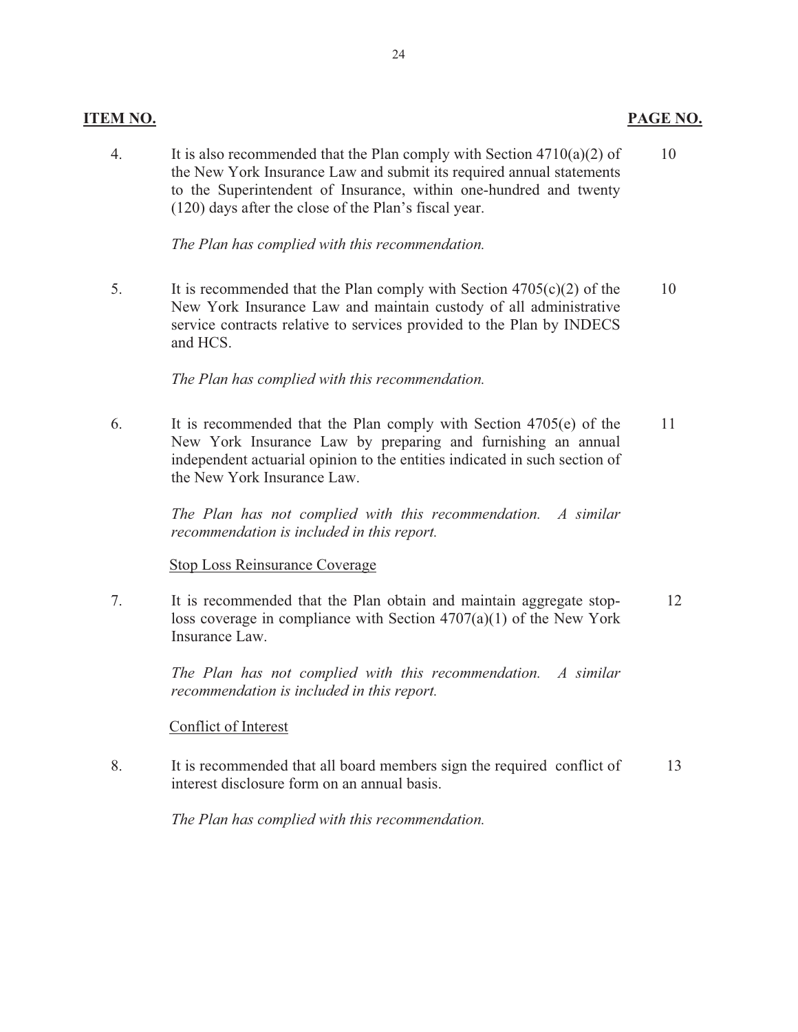| ITEM NO. | | PAGE NO. |
|---|---|---|
| 4. | It is also recommended that the Plan comply with Section 4710(a)(2) of the New York Insurance Law and submit its required annual statements to the Superintendent of Insurance, within one-hundred and twenty (120) days after the close of the Plan's fiscal year.<br><br>*The Plan has complied with this recommendation.* | 10 |
| 5. | It is recommended that the Plan comply with Section 4705(c)(2) of the New York Insurance Law and maintain custody of all administrative service contracts relative to services provided to the Plan by INDECS and HCS.<br><br>*The Plan has complied with this recommendation.* | 10 |
| 6. | It is recommended that the Plan comply with Section 4705(e) of the New York Insurance Law by preparing and furnishing an annual independent actuarial opinion to the entities indicated in such section of the New York Insurance Law.<br><br>*The Plan has not complied with this recommendation. A similar recommendation is included in this report.* | 11 |
| | <u>Stop Loss Reinsurance Coverage</u> | |
| 7. | It is recommended that the Plan obtain and maintain aggregate stop-loss coverage in compliance with Section 4707(a)(1) of the New York Insurance Law.<br><br>*The Plan has not complied with this recommendation. A similar recommendation is included in this report.* | 12 |
| | <u>Conflict of Interest</u> | |
| 8. | It is recommended that all board members sign the required conflict of interest disclosure form on an annual basis.<br><br>*The Plan has complied with this recommendation.* | 13 |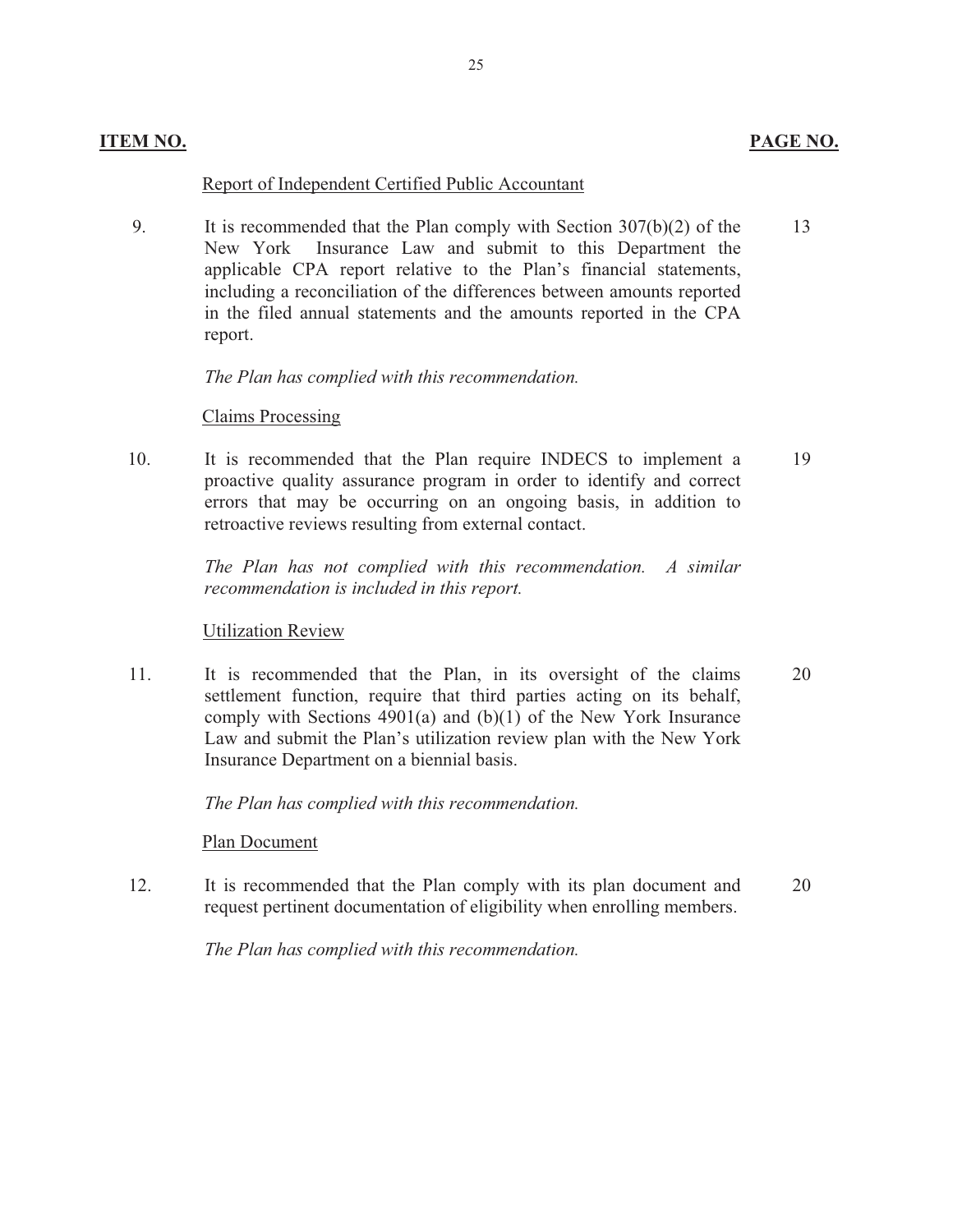| ITEM NO. | | PAGE NO. |
|---|---|---|
| | Report of Independent Certified Public Accountant | |
| 9. | It is recommended that the Plan comply with Section 307(b)(2) of the New York Insurance Law and submit to this Department the applicable CPA report relative to the Plan's financial statements, including a reconciliation of the differences between amounts reported in the filed annual statements and the amounts reported in the CPA report.<br><br>*The Plan has complied with this recommendation.* | 13 |
| | Claims Processing | |
| 10. | It is recommended that the Plan require INDECS to implement a proactive quality assurance program in order to identify and correct errors that may be occurring on an ongoing basis, in addition to retroactive reviews resulting from external contact.<br><br>*The Plan has not complied with this recommendation. A similar recommendation is included in this report.* | 19 |
| | Utilization Review | |
| 11. | It is recommended that the Plan, in its oversight of the claims settlement function, require that third parties acting on its behalf, comply with Sections 4901(a) and (b)(1) of the New York Insurance Law and submit the Plan's utilization review plan with the New York Insurance Department on a biennial basis.<br><br>*The Plan has complied with this recommendation.* | 20 |
| | Plan Document | |
| 12. | It is recommended that the Plan comply with its plan document and request pertinent documentation of eligibility when enrolling members.<br><br>*The Plan has complied with this recommendation.* | 20 |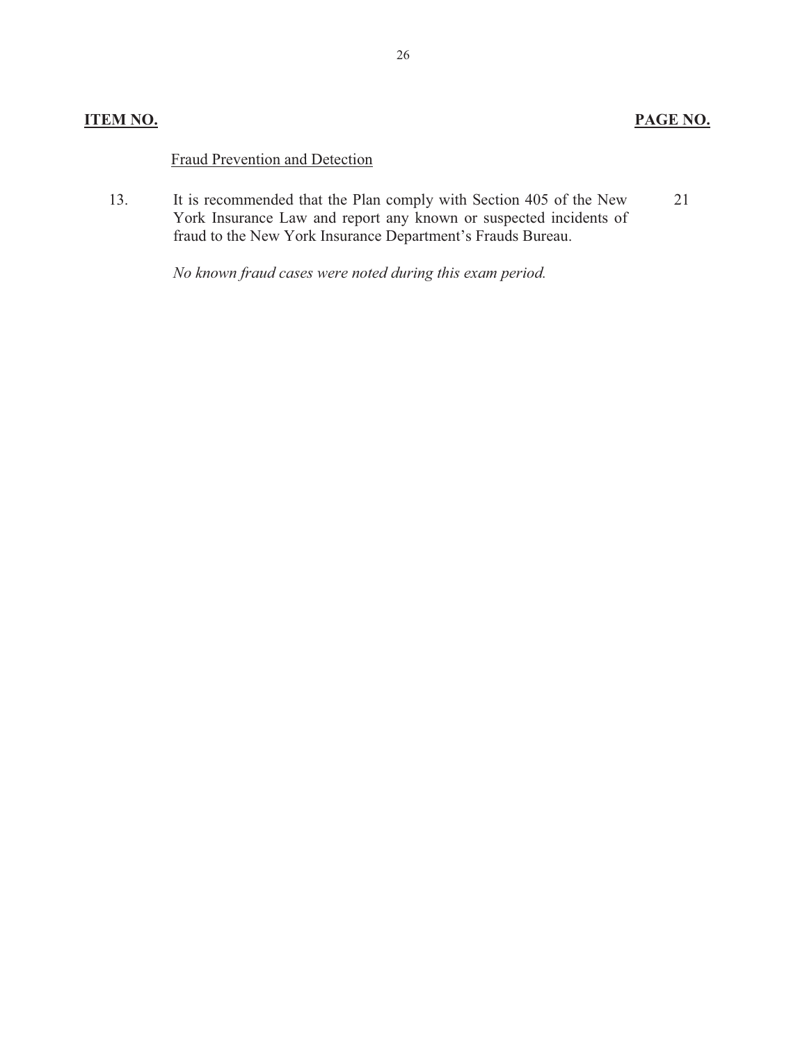| **ITEM NO.** | | **PAGE NO.** |
|---|---|---|
| | Fraud Prevention and Detection | |
| 13. | It is recommended that the Plan comply with Section 405 of the New York Insurance Law and report any known or suspected incidents of fraud to the New York Insurance Department's Frauds Bureau. | 21 |
| | *No known fraud cases were noted during this exam period.* | |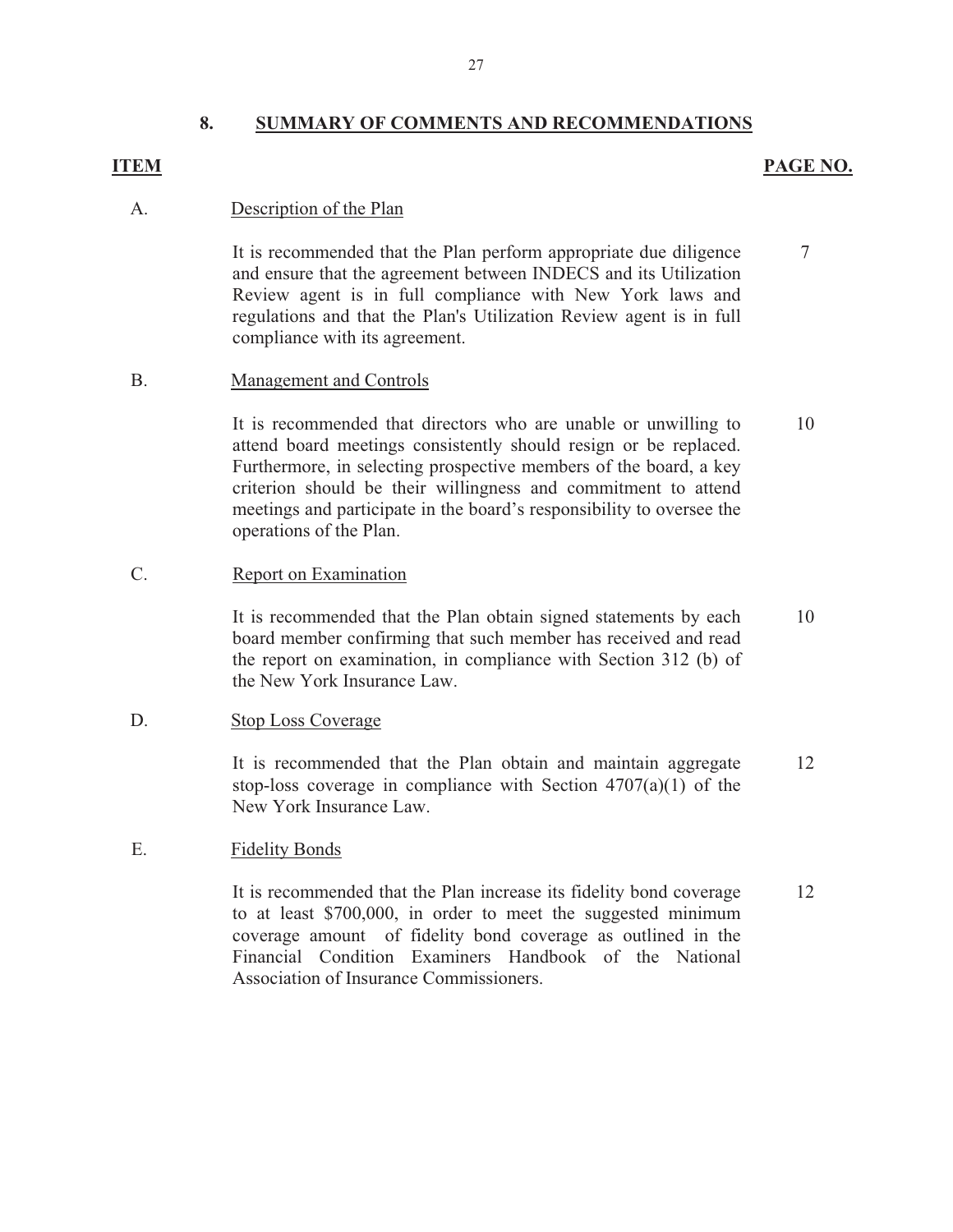## 8. SUMMARY OF COMMENTS AND RECOMMENDATIONS

| ITEM | | PAGE NO. |
|---|---|---|
| A. | Description of the Plan | |
| | It is recommended that the Plan perform appropriate due diligence and ensure that the agreement between INDECS and its Utilization Review agent is in full compliance with New York laws and regulations and that the Plan's Utilization Review agent is in full compliance with its agreement. | 7 |
| B. | Management and Controls | |
| | It is recommended that directors who are unable or unwilling to attend board meetings consistently should resign or be replaced. Furthermore, in selecting prospective members of the board, a key criterion should be their willingness and commitment to attend meetings and participate in the board's responsibility to oversee the operations of the Plan. | 10 |
| C. | Report on Examination | |
| | It is recommended that the Plan obtain signed statements by each board member confirming that such member has received and read the report on examination, in compliance with Section 312 (b) of the New York Insurance Law. | 10 |
| D. | Stop Loss Coverage | |
| | It is recommended that the Plan obtain and maintain aggregate stop-loss coverage in compliance with Section 4707(a)(1) of the New York Insurance Law. | 12 |
| E. | Fidelity Bonds | |
| | It is recommended that the Plan increase its fidelity bond coverage to at least $700,000, in order to meet the suggested minimum coverage amount of fidelity bond coverage as outlined in the Financial Condition Examiners Handbook of the National Association of Insurance Commissioners. | 12 |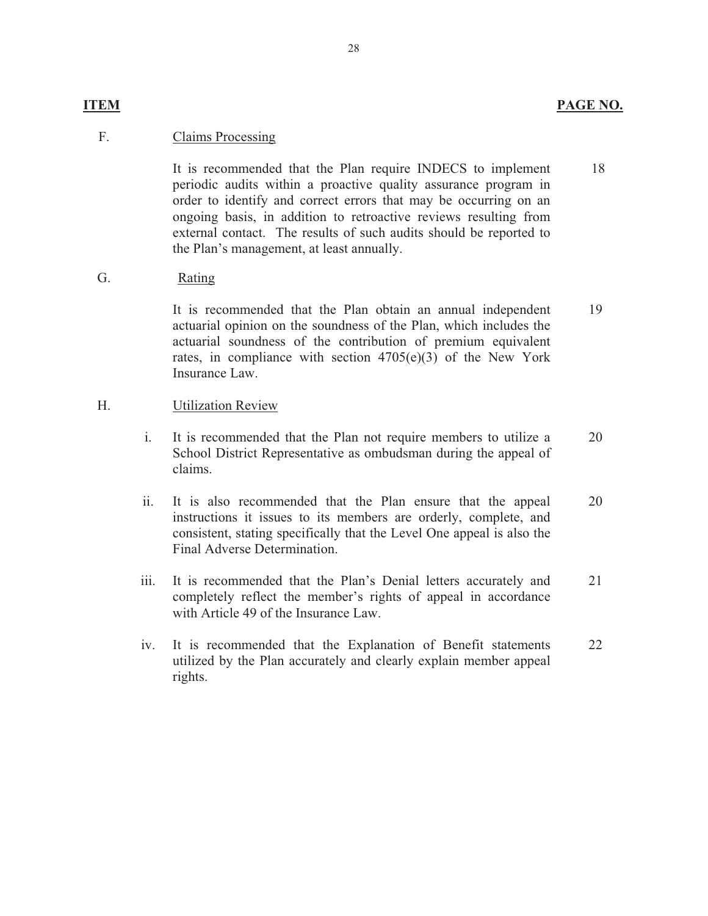| ITEM | | | PAGE NO. |
|---|---|---|---|
| F. | | Claims Processing | |
| | | It is recommended that the Plan require INDECS to implement periodic audits within a proactive quality assurance program in order to identify and correct errors that may be occurring on an ongoing basis, in addition to retroactive reviews resulting from external contact. The results of such audits should be reported to the Plan's management, at least annually. | 18 |
| G. | | Rating | |
| | | It is recommended that the Plan obtain an annual independent actuarial opinion on the soundness of the Plan, which includes the actuarial soundness of the contribution of premium equivalent rates, in compliance with section 4705(e)(3) of the New York Insurance Law. | 19 |
| H. | | Utilization Review | |
| | i. | It is recommended that the Plan not require members to utilize a School District Representative as ombudsman during the appeal of claims. | 20 |
| | ii. | It is also recommended that the Plan ensure that the appeal instructions it issues to its members are orderly, complete, and consistent, stating specifically that the Level One appeal is also the Final Adverse Determination. | 20 |
| | iii. | It is recommended that the Plan's Denial letters accurately and completely reflect the member's rights of appeal in accordance with Article 49 of the Insurance Law. | 21 |
| | iv. | It is recommended that the Explanation of Benefit statements utilized by the Plan accurately and clearly explain member appeal rights. | 22 |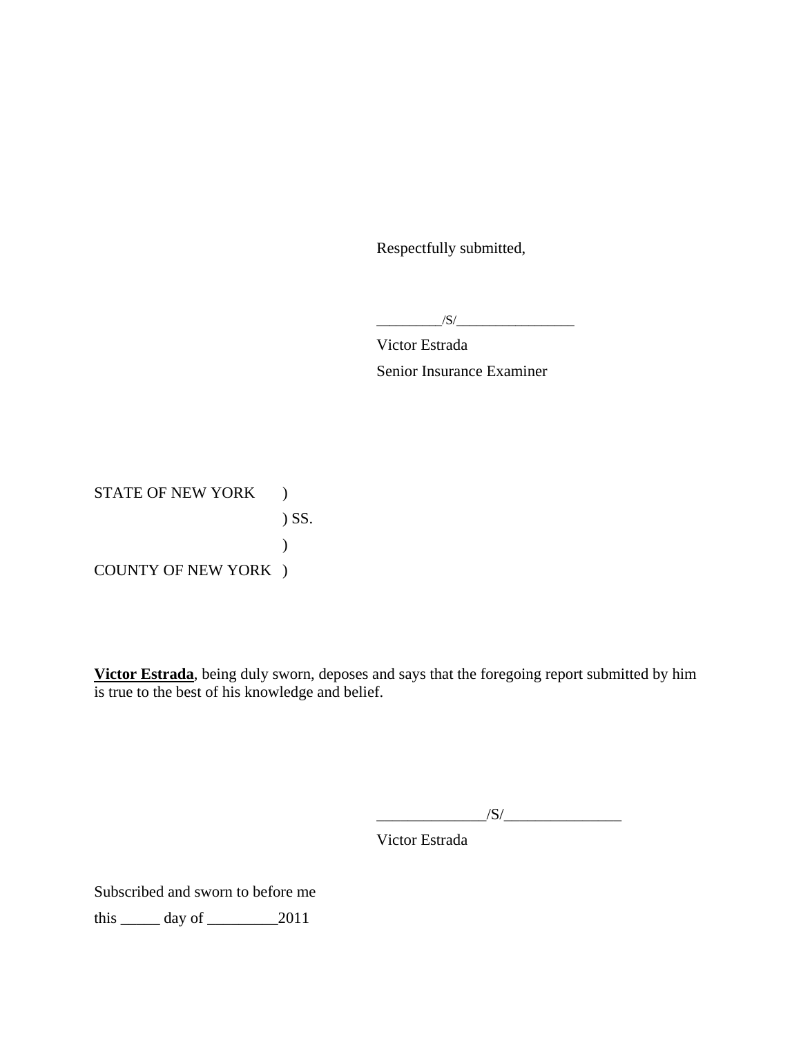Respectfully submitted,

_________/S/_________________

Victor Estrada

Senior Insurance Examiner

STATE OF NEW YORK )

) SS.

)

COUNTY OF NEW YORK )

**Victor Estrada**, being duly sworn, deposes and says that the foregoing report submitted by him is true to the best of his knowledge and belief.

______________/S/_______________

Victor Estrada

Subscribed and sworn to before me

this _____ day of _________2011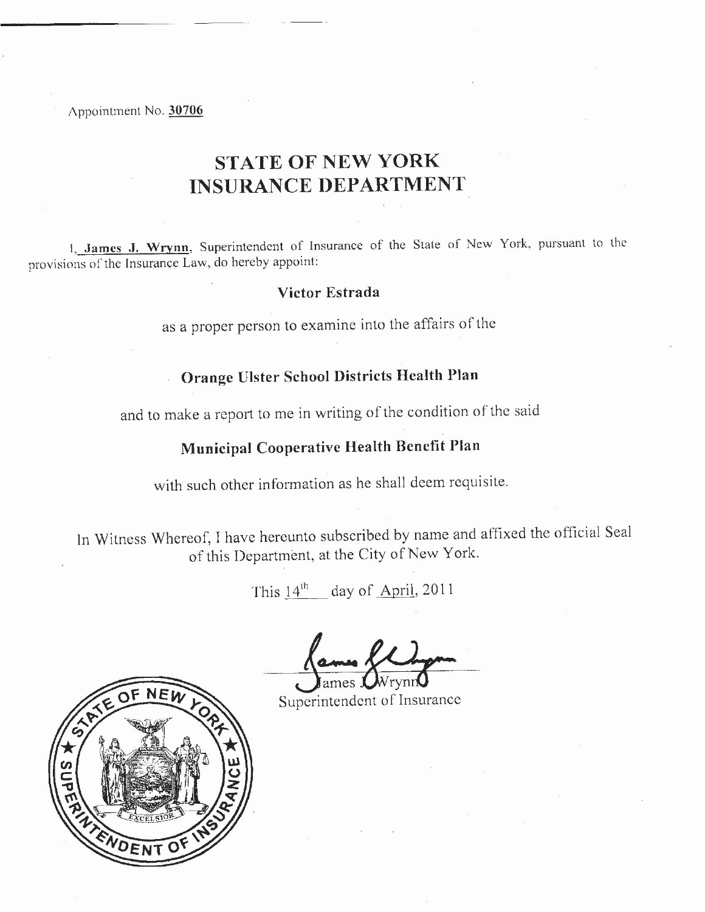Appointment No. **30706**

# STATE OF NEW YORK
# INSURANCE DEPARTMENT

I, **James J. Wrynn**, Superintendent of Insurance of the State of New York, pursuant to the provisions of the Insurance Law, do hereby appoint:

**Victor Estrada**

as a proper person to examine into the affairs of the

**Orange Ulster School Districts Health Plan**

and to make a report to me in writing of the condition of the said

**Municipal Cooperative Health Benefit Plan**

with such other information as he shall deem requisite.

In Witness Whereof, I have hereunto subscribed by name and affixed the official Seal of this Department, at the City of New York.

This 14th day of April, 2011

James J. Wrynn
Superintendent of Insurance

STATE OF NEW YORK SUPERINTENDENT OF INSURANCE
EXCELSIOR